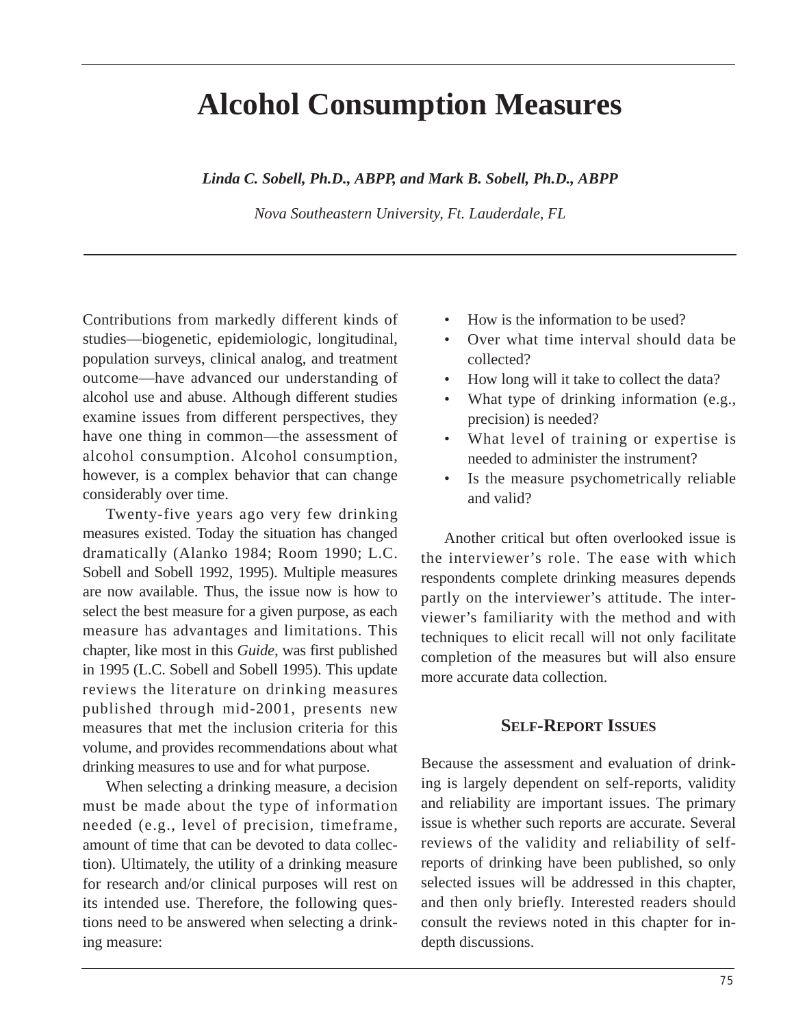# Alcohol Consumption Measures

***Linda C. Sobell, Ph.D., ABPP, and Mark B. Sobell, Ph.D., ABPP***

*Nova Southeastern University, Ft. Lauderdale, FL*

Contributions from markedly different kinds of studies—biogenetic, epidemiologic, longitudinal, population surveys, clinical analog, and treatment outcome—have advanced our understanding of alcohol use and abuse. Although different studies examine issues from different perspectives, they have one thing in common—the assessment of alcohol consumption. Alcohol consumption, however, is a complex behavior that can change considerably over time.

Twenty-five years ago very few drinking measures existed. Today the situation has changed dramatically (Alanko 1984; Room 1990; L.C. Sobell and Sobell 1992, 1995). Multiple measures are now available. Thus, the issue now is how to select the best measure for a given purpose, as each measure has advantages and limitations. This chapter, like most in this *Guide*, was first published in 1995 (L.C. Sobell and Sobell 1995). This update reviews the literature on drinking measures published through mid-2001, presents new measures that met the inclusion criteria for this volume, and provides recommendations about what drinking measures to use and for what purpose.

When selecting a drinking measure, a decision must be made about the type of information needed (e.g., level of precision, timeframe, amount of time that can be devoted to data collection). Ultimately, the utility of a drinking measure for research and/or clinical purposes will rest on its intended use. Therefore, the following questions need to be answered when selecting a drinking measure:

- How is the information to be used?
- Over what time interval should data be collected?
- How long will it take to collect the data?
- What type of drinking information (e.g., precision) is needed?
- What level of training or expertise is needed to administer the instrument?
- Is the measure psychometrically reliable and valid?

Another critical but often overlooked issue is the interviewer's role. The ease with which respondents complete drinking measures depends partly on the interviewer's attitude. The interviewer's familiarity with the method and with techniques to elicit recall will not only facilitate completion of the measures but will also ensure more accurate data collection.

## Self-Report Issues

Because the assessment and evaluation of drinking is largely dependent on self-reports, validity and reliability are important issues. The primary issue is whether such reports are accurate. Several reviews of the validity and reliability of self-reports of drinking have been published, so only selected issues will be addressed in this chapter, and then only briefly. Interested readers should consult the reviews noted in this chapter for in-depth discussions.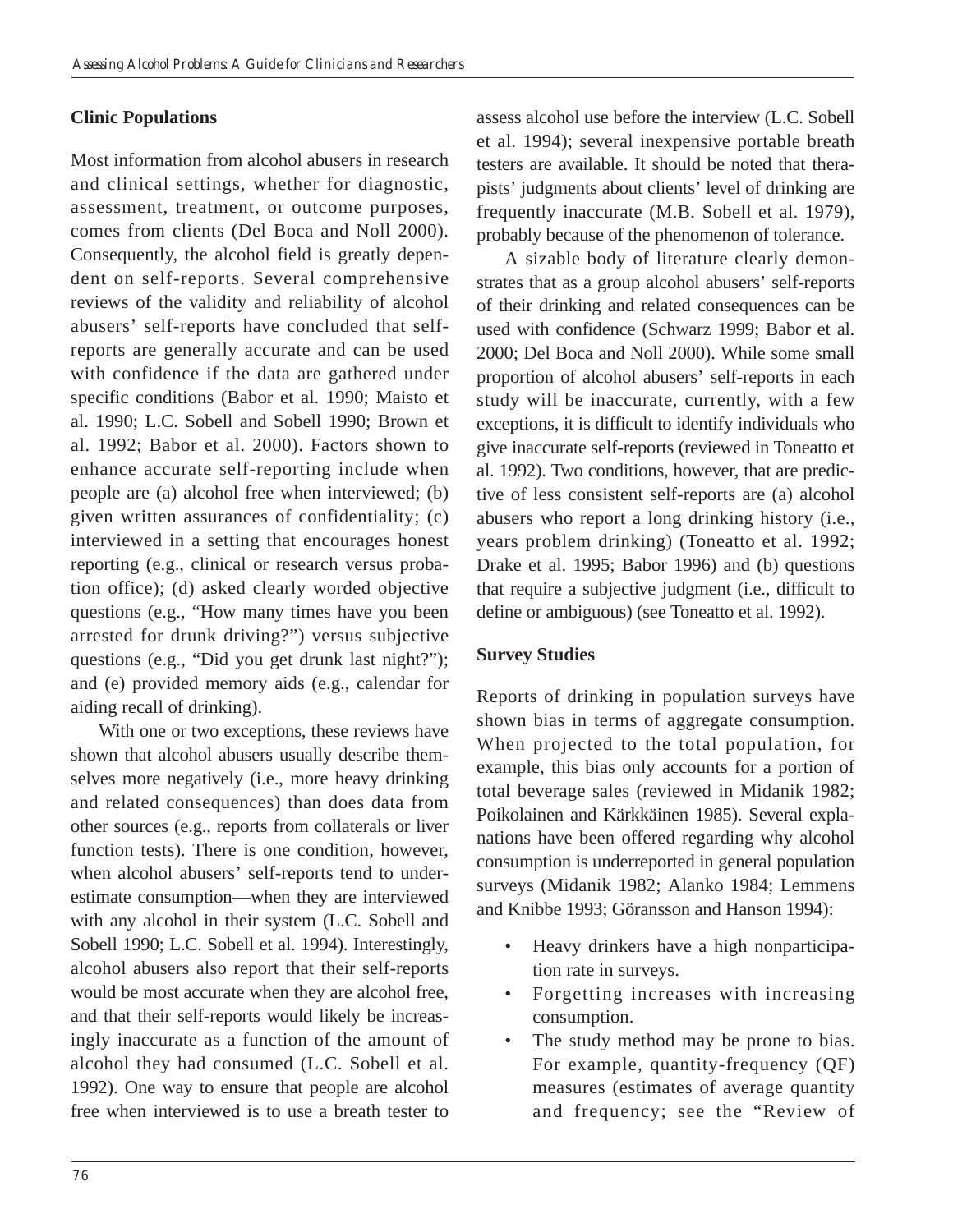### Clinic Populations

Most information from alcohol abusers in research and clinical settings, whether for diagnostic, assessment, treatment, or outcome purposes, comes from clients (Del Boca and Noll 2000). Consequently, the alcohol field is greatly dependent on self-reports. Several comprehensive reviews of the validity and reliability of alcohol abusers' self-reports have concluded that self-reports are generally accurate and can be used with confidence if the data are gathered under specific conditions (Babor et al. 1990; Maisto et al. 1990; L.C. Sobell and Sobell 1990; Brown et al. 1992; Babor et al. 2000). Factors shown to enhance accurate self-reporting include when people are (a) alcohol free when interviewed; (b) given written assurances of confidentiality; (c) interviewed in a setting that encourages honest reporting (e.g., clinical or research versus probation office); (d) asked clearly worded objective questions (e.g., "How many times have you been arrested for drunk driving?") versus subjective questions (e.g., "Did you get drunk last night?"); and (e) provided memory aids (e.g., calendar for aiding recall of drinking).

With one or two exceptions, these reviews have shown that alcohol abusers usually describe themselves more negatively (i.e., more heavy drinking and related consequences) than does data from other sources (e.g., reports from collaterals or liver function tests). There is one condition, however, when alcohol abusers' self-reports tend to underestimate consumption—when they are interviewed with any alcohol in their system (L.C. Sobell and Sobell 1990; L.C. Sobell et al. 1994). Interestingly, alcohol abusers also report that their self-reports would be most accurate when they are alcohol free, and that their self-reports would likely be increasingly inaccurate as a function of the amount of alcohol they had consumed (L.C. Sobell et al. 1992). One way to ensure that people are alcohol free when interviewed is to use a breath tester to assess alcohol use before the interview (L.C. Sobell et al. 1994); several inexpensive portable breath testers are available. It should be noted that therapists' judgments about clients' level of drinking are frequently inaccurate (M.B. Sobell et al. 1979), probably because of the phenomenon of tolerance.

A sizable body of literature clearly demonstrates that as a group alcohol abusers' self-reports of their drinking and related consequences can be used with confidence (Schwarz 1999; Babor et al. 2000; Del Boca and Noll 2000). While some small proportion of alcohol abusers' self-reports in each study will be inaccurate, currently, with a few exceptions, it is difficult to identify individuals who give inaccurate self-reports (reviewed in Toneatto et al. 1992). Two conditions, however, that are predictive of less consistent self-reports are (a) alcohol abusers who report a long drinking history (i.e., years problem drinking) (Toneatto et al. 1992; Drake et al. 1995; Babor 1996) and (b) questions that require a subjective judgment (i.e., difficult to define or ambiguous) (see Toneatto et al. 1992).

### Survey Studies

Reports of drinking in population surveys have shown bias in terms of aggregate consumption. When projected to the total population, for example, this bias only accounts for a portion of total beverage sales (reviewed in Midanik 1982; Poikolainen and Kärkkäinen 1985). Several explanations have been offered regarding why alcohol consumption is underreported in general population surveys (Midanik 1982; Alanko 1984; Lemmens and Knibbe 1993; Göransson and Hanson 1994):

- Heavy drinkers have a high nonparticipation rate in surveys.
- Forgetting increases with increasing consumption.
- The study method may be prone to bias. For example, quantity-frequency (QF) measures (estimates of average quantity and frequency; see the "Review of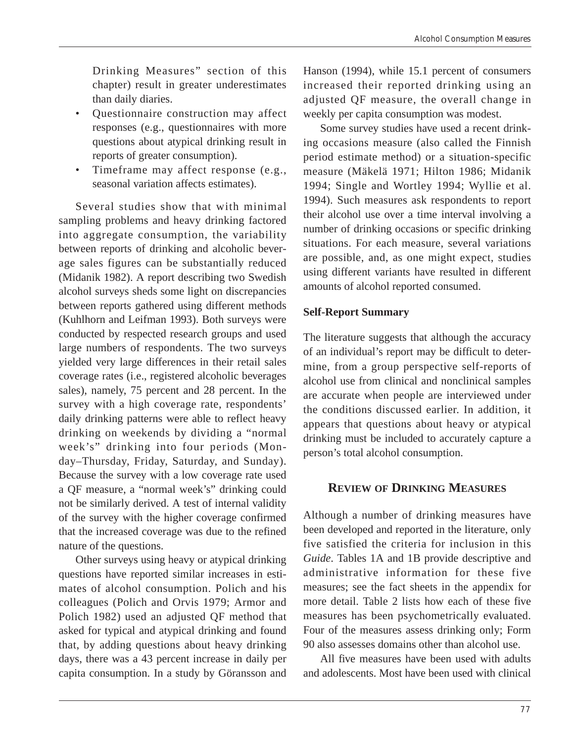Drinking Measures" section of this chapter) result in greater underestimates than daily diaries.

- Questionnaire construction may affect responses (e.g., questionnaires with more questions about atypical drinking result in reports of greater consumption).
- Timeframe may affect response (e.g., seasonal variation affects estimates).

Several studies show that with minimal sampling problems and heavy drinking factored into aggregate consumption, the variability between reports of drinking and alcoholic beverage sales figures can be substantially reduced (Midanik 1982). A report describing two Swedish alcohol surveys sheds some light on discrepancies between reports gathered using different methods (Kuhlhorn and Leifman 1993). Both surveys were conducted by respected research groups and used large numbers of respondents. The two surveys yielded very large differences in their retail sales coverage rates (i.e., registered alcoholic beverages sales), namely, 75 percent and 28 percent. In the survey with a high coverage rate, respondents' daily drinking patterns were able to reflect heavy drinking on weekends by dividing a "normal week's" drinking into four periods (Monday–Thursday, Friday, Saturday, and Sunday). Because the survey with a low coverage rate used a QF measure, a "normal week's" drinking could not be similarly derived. A test of internal validity of the survey with the higher coverage confirmed that the increased coverage was due to the refined nature of the questions.

Other surveys using heavy or atypical drinking questions have reported similar increases in estimates of alcohol consumption. Polich and his colleagues (Polich and Orvis 1979; Armor and Polich 1982) used an adjusted QF method that asked for typical and atypical drinking and found that, by adding questions about heavy drinking days, there was a 43 percent increase in daily per capita consumption. In a study by Göransson and Hanson (1994), while 15.1 percent of consumers increased their reported drinking using an adjusted QF measure, the overall change in weekly per capita consumption was modest.

Some survey studies have used a recent drinking occasions measure (also called the Finnish period estimate method) or a situation-specific measure (Mäkelä 1971; Hilton 1986; Midanik 1994; Single and Wortley 1994; Wyllie et al. 1994). Such measures ask respondents to report their alcohol use over a time interval involving a number of drinking occasions or specific drinking situations. For each measure, several variations are possible, and, as one might expect, studies using different variants have resulted in different amounts of alcohol reported consumed.

### Self-Report Summary

The literature suggests that although the accuracy of an individual's report may be difficult to determine, from a group perspective self-reports of alcohol use from clinical and nonclinical samples are accurate when people are interviewed under the conditions discussed earlier. In addition, it appears that questions about heavy or atypical drinking must be included to accurately capture a person's total alcohol consumption.

## Review of Drinking Measures

Although a number of drinking measures have been developed and reported in the literature, only five satisfied the criteria for inclusion in this *Guide*. Tables 1A and 1B provide descriptive and administrative information for these five measures; see the fact sheets in the appendix for more detail. Table 2 lists how each of these five measures has been psychometrically evaluated. Four of the measures assess drinking only; Form 90 also assesses domains other than alcohol use.

All five measures have been used with adults and adolescents. Most have been used with clinical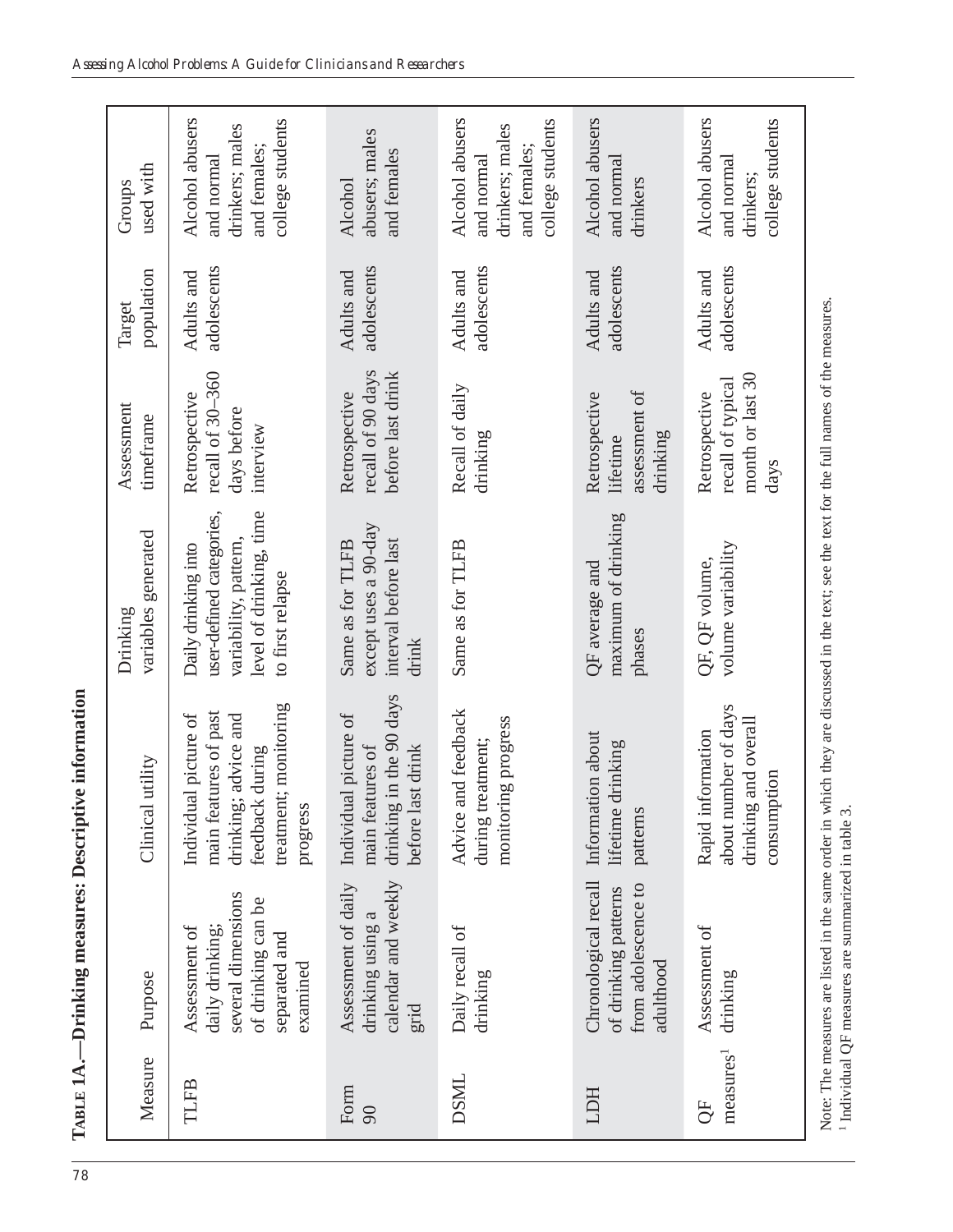**Table 1A.—Drinking measures: Descriptive information**

| Measure | Purpose | Clinical utility | Drinking variables generated | Assessment timeframe | Target population | Groups used with |
|---|---|---|---|---|---|---|
| TLFB | Assessment of daily drinking; several dimensions of drinking can be separated and examined | Individual picture of main features of past drinking; advice and feedback during treatment; monitoring progress | Daily drinking into user-defined categories, variability, pattern, level of drinking, time to first relapse | Retrospective recall of 30–360 days before interview | Adults and adolescents | Alcohol abusers and normal drinkers; males and females; college students |
| Form 90 | Assessment of daily drinking using a calendar and weekly grid | Individual picture of main features of drinking in the 90 days before last drink | Same as for TLFB except uses a 90-day interval before last drink | Retrospective recall of 90 days before last drink | Adults and adolescents | Alcohol abusers; males and females |
| DSML | Daily recall of drinking | Advice and feedback during treatment; monitoring progress | Same as for TLFB | Recall of daily drinking | Adults and adolescents | Alcohol abusers and normal drinkers; males and females; college students |
| LDH | Chronological recall of drinking patterns from adolescence to adulthood | Information about lifetime drinking patterns | QF average and maximum of drinking phases | Retrospective lifetime assessment of drinking | Adults and adolescents | Alcohol abusers and normal drinkers |
| QF measures[1] | Assessment of drinking | Rapid information about number of days drinking and overall consumption | QF, QF volume, volume variability | Retrospective recall of typical month or last 30 days | Adults and adolescents | Alcohol abusers and normal drinkers; college students |

Note: The measures are listed in the same order in which they are discussed in the text; see the text for the full names of the measures.
[1] Individual QF measures are summarized in table 3.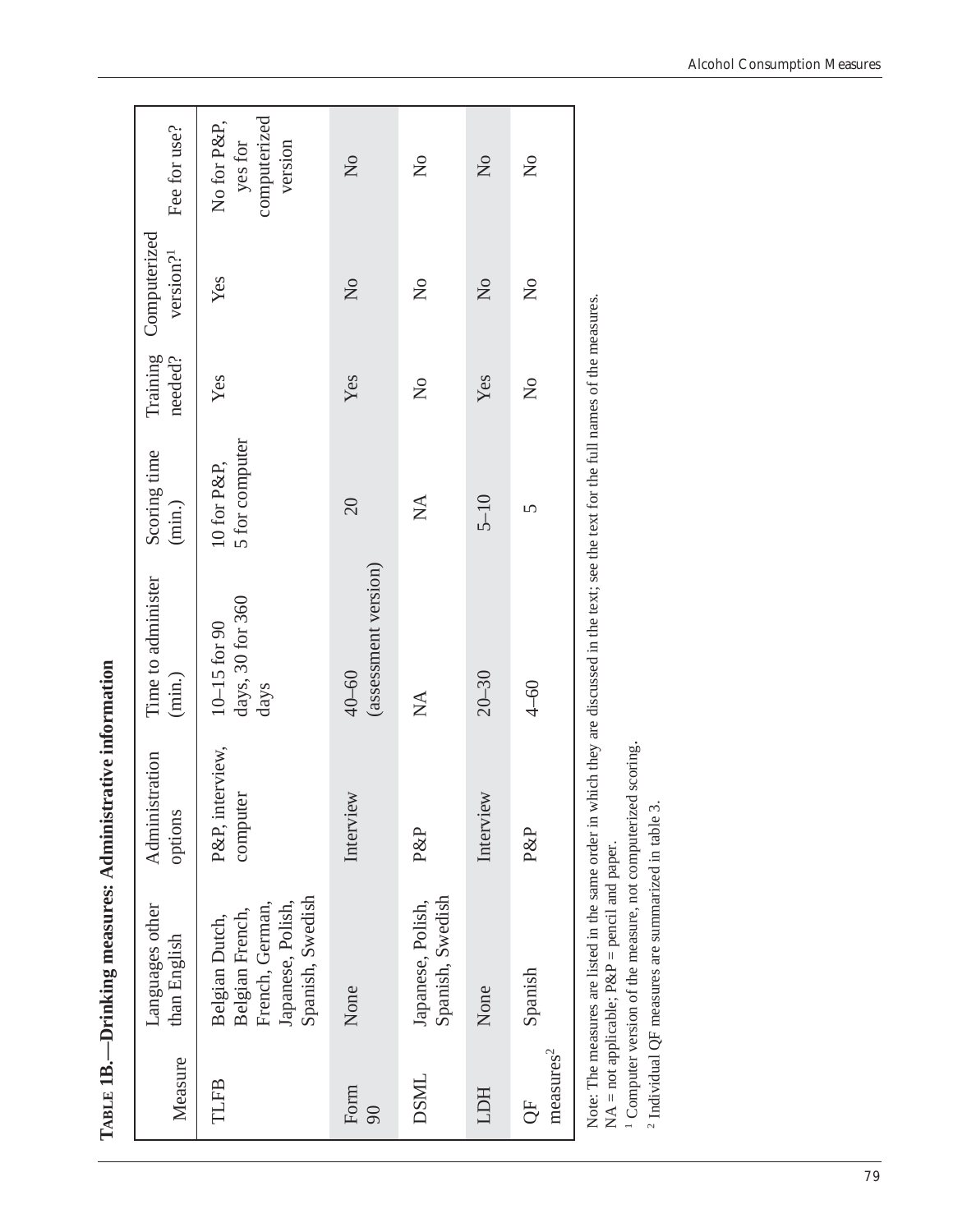**Table 1B.—Drinking measures: Administrative information**

| Measure | Languages other than English | Administration options | Time to administer (min.) | Scoring time (min.) | Training needed? | Computerized version?[1] | Fee for use? |
|---|---|---|---|---|---|---|---|
| TLFB | Belgian Dutch, Belgian French, French, German, Japanese, Polish, Spanish, Swedish | P&P, interview, computer | 10–15 for 90 days, 30 for 360 days | 10 for P&P, 5 for computer | Yes | Yes | No for P&P, yes for computerized version |
| Form 90 | None | Interview | 40–60 (assessment version) | 20 | Yes | No | No |
| DSML | Japanese, Polish, Spanish, Swedish | P&P | NA | NA | No | No | No |
| LDH | None | Interview | 20–30 | 5–10 | Yes | No | No |
| QF measures[2] | Spanish | P&P | 4–60 | 5 | No | No | No |

Note: The measures are listed in the same order in which they are discussed in the text; see the text for the full names of the measures.
NA = not applicable; P&P = pencil and paper.
[1] Computer version of the measure, not computerized scoring.
[2] Individual QF measures are summarized in table 3.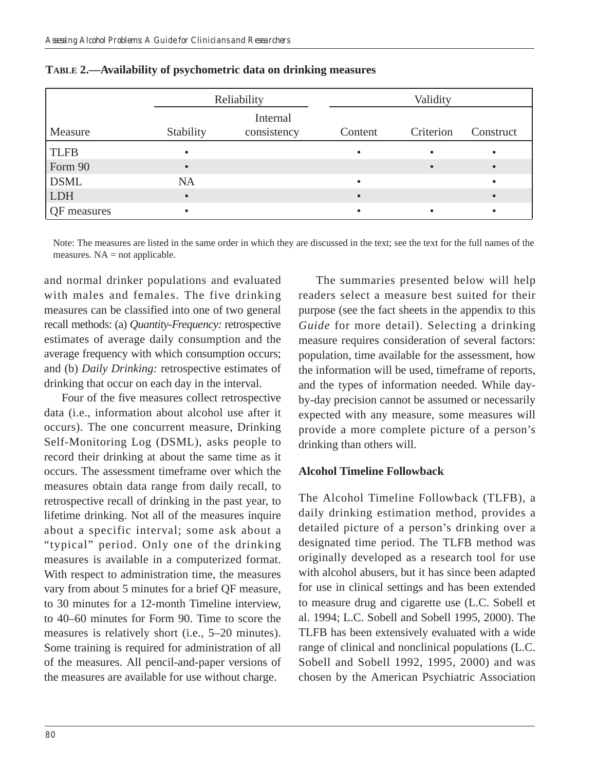**TABLE 2.—Availability of psychometric data on drinking measures**

| Measure | Reliability | | Validity | | |
|---|---|---|---|---|---|
| | Stability | Internal consistency | Content | Criterion | Construct |
| TLFB | • | | • | • | • |
| Form 90 | • | | | • | • |
| DSML | NA | | • | | • |
| LDH | • | | • | | • |
| QF measures | • | | • | • | • |

Note: The measures are listed in the same order in which they are discussed in the text; see the text for the full names of the measures. NA = not applicable.

and normal drinker populations and evaluated with males and females. The five drinking measures can be classified into one of two general recall methods: (a) *Quantity-Frequency:* retrospective estimates of average daily consumption and the average frequency with which consumption occurs; and (b) *Daily Drinking:* retrospective estimates of drinking that occur on each day in the interval.

Four of the five measures collect retrospective data (i.e., information about alcohol use after it occurs). The one concurrent measure, Drinking Self-Monitoring Log (DSML), asks people to record their drinking at about the same time as it occurs. The assessment timeframe over which the measures obtain data range from daily recall, to retrospective recall of drinking in the past year, to lifetime drinking. Not all of the measures inquire about a specific interval; some ask about a "typical" period. Only one of the drinking measures is available in a computerized format. With respect to administration time, the measures vary from about 5 minutes for a brief QF measure, to 30 minutes for a 12-month Timeline interview, to 40–60 minutes for Form 90. Time to score the measures is relatively short (i.e., 5–20 minutes). Some training is required for administration of all of the measures. All pencil-and-paper versions of the measures are available for use without charge.

The summaries presented below will help readers select a measure best suited for their purpose (see the fact sheets in the appendix to this *Guide* for more detail). Selecting a drinking measure requires consideration of several factors: population, time available for the assessment, how the information will be used, timeframe of reports, and the types of information needed. While day-by-day precision cannot be assumed or necessarily expected with any measure, some measures will provide a more complete picture of a person's drinking than others will.

**Alcohol Timeline Followback**

The Alcohol Timeline Followback (TLFB), a daily drinking estimation method, provides a detailed picture of a person's drinking over a designated time period. The TLFB method was originally developed as a research tool for use with alcohol abusers, but it has since been adapted for use in clinical settings and has been extended to measure drug and cigarette use (L.C. Sobell et al. 1994; L.C. Sobell and Sobell 1995, 2000). The TLFB has been extensively evaluated with a wide range of clinical and nonclinical populations (L.C. Sobell and Sobell 1992, 1995, 2000) and was chosen by the American Psychiatric Association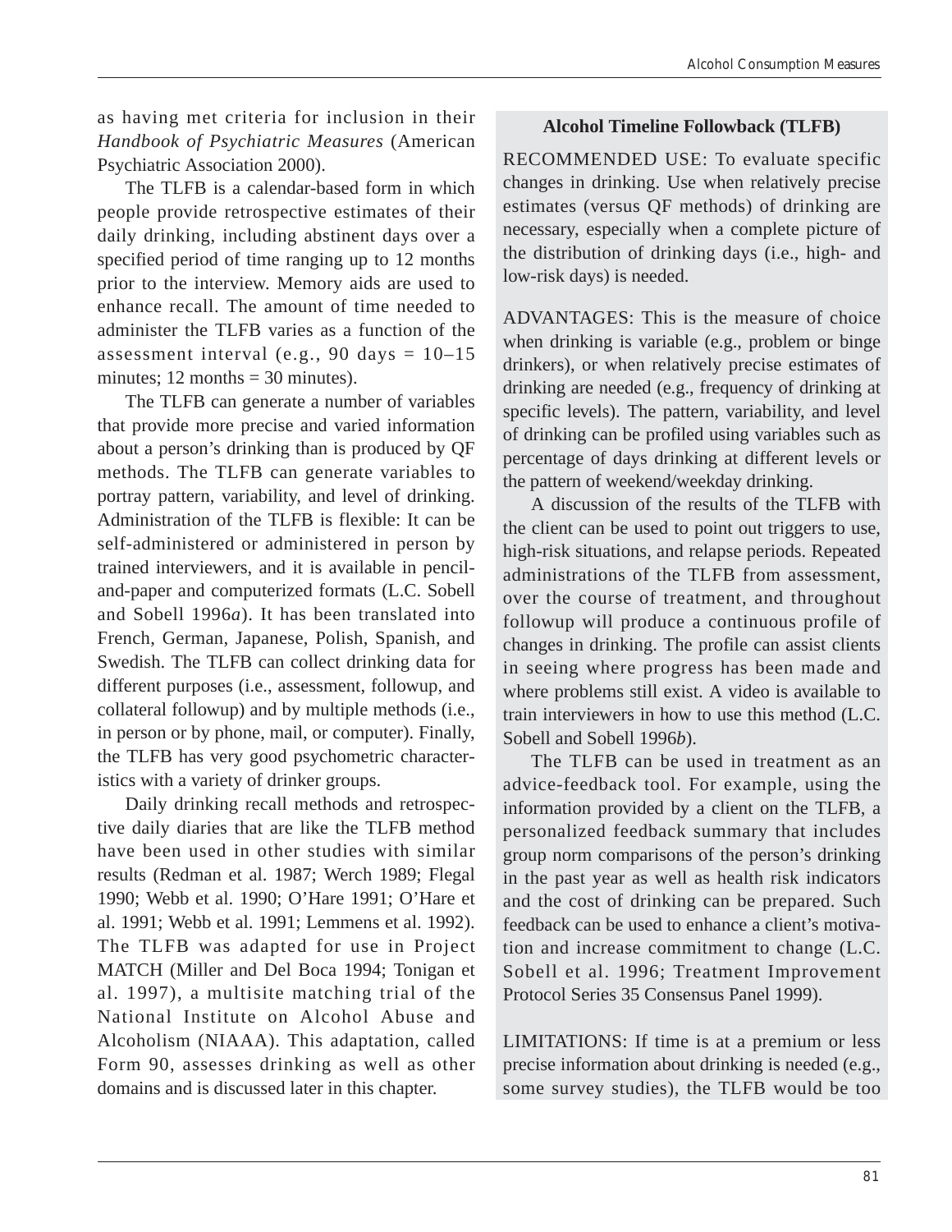as having met criteria for inclusion in their *Handbook of Psychiatric Measures* (American Psychiatric Association 2000).

The TLFB is a calendar-based form in which people provide retrospective estimates of their daily drinking, including abstinent days over a specified period of time ranging up to 12 months prior to the interview. Memory aids are used to enhance recall. The amount of time needed to administer the TLFB varies as a function of the assessment interval (e.g., 90 days = 10–15 minutes; 12 months = 30 minutes).

The TLFB can generate a number of variables that provide more precise and varied information about a person's drinking than is produced by QF methods. The TLFB can generate variables to portray pattern, variability, and level of drinking. Administration of the TLFB is flexible: It can be self-administered or administered in person by trained interviewers, and it is available in pencil-and-paper and computerized formats (L.C. Sobell and Sobell 1996*a*). It has been translated into French, German, Japanese, Polish, Spanish, and Swedish. The TLFB can collect drinking data for different purposes (i.e., assessment, followup, and collateral followup) and by multiple methods (i.e., in person or by phone, mail, or computer). Finally, the TLFB has very good psychometric characteristics with a variety of drinker groups.

Daily drinking recall methods and retrospective daily diaries that are like the TLFB method have been used in other studies with similar results (Redman et al. 1987; Werch 1989; Flegal 1990; Webb et al. 1990; O'Hare 1991; O'Hare et al. 1991; Webb et al. 1991; Lemmens et al. 1992). The TLFB was adapted for use in Project MATCH (Miller and Del Boca 1994; Tonigan et al. 1997), a multisite matching trial of the National Institute on Alcohol Abuse and Alcoholism (NIAAA). This adaptation, called Form 90, assesses drinking as well as other domains and is discussed later in this chapter.

**Alcohol Timeline Followback (TLFB)**

RECOMMENDED USE: To evaluate specific changes in drinking. Use when relatively precise estimates (versus QF methods) of drinking are necessary, especially when a complete picture of the distribution of drinking days (i.e., high- and low-risk days) is needed.

ADVANTAGES: This is the measure of choice when drinking is variable (e.g., problem or binge drinkers), or when relatively precise estimates of drinking are needed (e.g., frequency of drinking at specific levels). The pattern, variability, and level of drinking can be profiled using variables such as percentage of days drinking at different levels or the pattern of weekend/weekday drinking.

A discussion of the results of the TLFB with the client can be used to point out triggers to use, high-risk situations, and relapse periods. Repeated administrations of the TLFB from assessment, over the course of treatment, and throughout followup will produce a continuous profile of changes in drinking. The profile can assist clients in seeing where progress has been made and where problems still exist. A video is available to train interviewers in how to use this method (L.C. Sobell and Sobell 1996*b*).

The TLFB can be used in treatment as an advice-feedback tool. For example, using the information provided by a client on the TLFB, a personalized feedback summary that includes group norm comparisons of the person's drinking in the past year as well as health risk indicators and the cost of drinking can be prepared. Such feedback can be used to enhance a client's motivation and increase commitment to change (L.C. Sobell et al. 1996; Treatment Improvement Protocol Series 35 Consensus Panel 1999).

LIMITATIONS: If time is at a premium or less precise information about drinking is needed (e.g., some survey studies), the TLFB would be too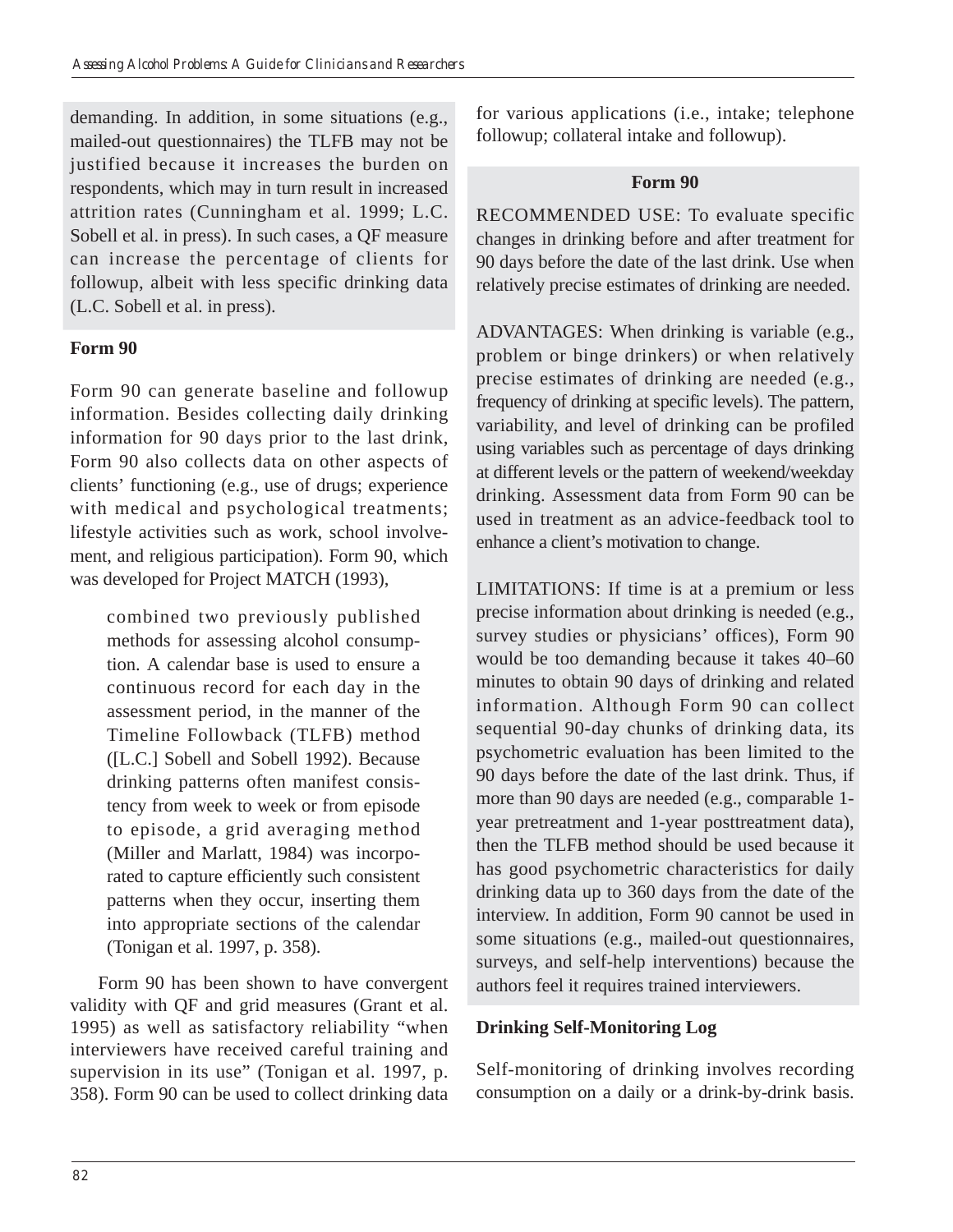demanding. In addition, in some situations (e.g., mailed-out questionnaires) the TLFB may not be justified because it increases the burden on respondents, which may in turn result in increased attrition rates (Cunningham et al. 1999; L.C. Sobell et al. in press). In such cases, a QF measure can increase the percentage of clients for followup, albeit with less specific drinking data (L.C. Sobell et al. in press).

**Form 90**

Form 90 can generate baseline and followup information. Besides collecting daily drinking information for 90 days prior to the last drink, Form 90 also collects data on other aspects of clients' functioning (e.g., use of drugs; experience with medical and psychological treatments; lifestyle activities such as work, school involvement, and religious participation). Form 90, which was developed for Project MATCH (1993),

> combined two previously published methods for assessing alcohol consumption. A calendar base is used to ensure a continuous record for each day in the assessment period, in the manner of the Timeline Followback (TLFB) method ([L.C.] Sobell and Sobell 1992). Because drinking patterns often manifest consistency from week to week or from episode to episode, a grid averaging method (Miller and Marlatt, 1984) was incorporated to capture efficiently such consistent patterns when they occur, inserting them into appropriate sections of the calendar (Tonigan et al. 1997, p. 358).

Form 90 has been shown to have convergent validity with QF and grid measures (Grant et al. 1995) as well as satisfactory reliability "when interviewers have received careful training and supervision in its use" (Tonigan et al. 1997, p. 358). Form 90 can be used to collect drinking data for various applications (i.e., intake; telephone followup; collateral intake and followup).

**Form 90**

RECOMMENDED USE: To evaluate specific changes in drinking before and after treatment for 90 days before the date of the last drink. Use when relatively precise estimates of drinking are needed.

ADVANTAGES: When drinking is variable (e.g., problem or binge drinkers) or when relatively precise estimates of drinking are needed (e.g., frequency of drinking at specific levels). The pattern, variability, and level of drinking can be profiled using variables such as percentage of days drinking at different levels or the pattern of weekend/weekday drinking. Assessment data from Form 90 can be used in treatment as an advice-feedback tool to enhance a client's motivation to change.

LIMITATIONS: If time is at a premium or less precise information about drinking is needed (e.g., survey studies or physicians' offices), Form 90 would be too demanding because it takes 40–60 minutes to obtain 90 days of drinking and related information. Although Form 90 can collect sequential 90-day chunks of drinking data, its psychometric evaluation has been limited to the 90 days before the date of the last drink. Thus, if more than 90 days are needed (e.g., comparable 1-year pretreatment and 1-year posttreatment data), then the TLFB method should be used because it has good psychometric characteristics for daily drinking data up to 360 days from the date of the interview. In addition, Form 90 cannot be used in some situations (e.g., mailed-out questionnaires, surveys, and self-help interventions) because the authors feel it requires trained interviewers.

**Drinking Self-Monitoring Log**

Self-monitoring of drinking involves recording consumption on a daily or a drink-by-drink basis.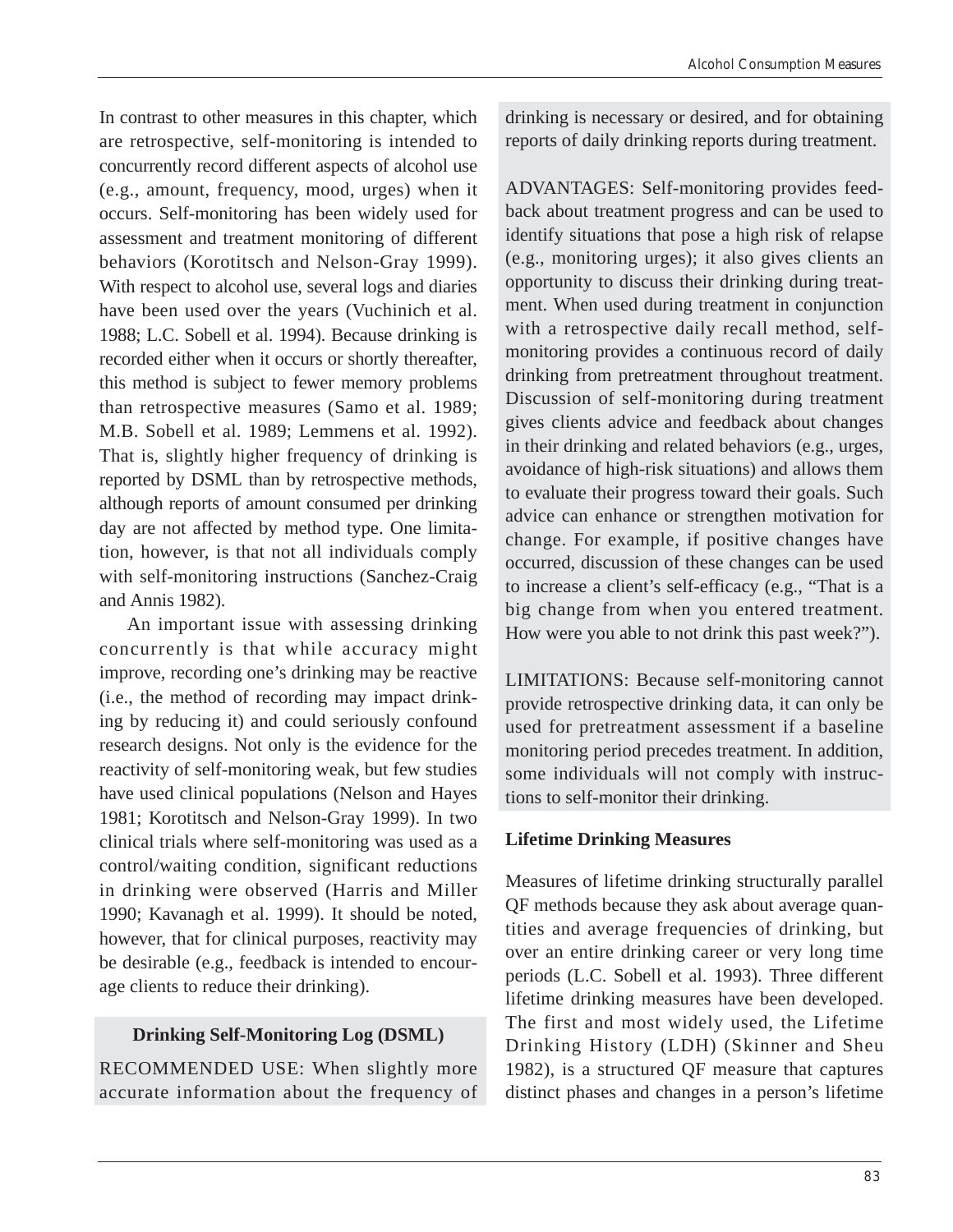In contrast to other measures in this chapter, which are retrospective, self-monitoring is intended to concurrently record different aspects of alcohol use (e.g., amount, frequency, mood, urges) when it occurs. Self-monitoring has been widely used for assessment and treatment monitoring of different behaviors (Korotitsch and Nelson-Gray 1999). With respect to alcohol use, several logs and diaries have been used over the years (Vuchinich et al. 1988; L.C. Sobell et al. 1994). Because drinking is recorded either when it occurs or shortly thereafter, this method is subject to fewer memory problems than retrospective measures (Samo et al. 1989; M.B. Sobell et al. 1989; Lemmens et al. 1992). That is, slightly higher frequency of drinking is reported by DSML than by retrospective methods, although reports of amount consumed per drinking day are not affected by method type. One limitation, however, is that not all individuals comply with self-monitoring instructions (Sanchez-Craig and Annis 1982).

An important issue with assessing drinking concurrently is that while accuracy might improve, recording one's drinking may be reactive (i.e., the method of recording may impact drinking by reducing it) and could seriously confound research designs. Not only is the evidence for the reactivity of self-monitoring weak, but few studies have used clinical populations (Nelson and Hayes 1981; Korotitsch and Nelson-Gray 1999). In two clinical trials where self-monitoring was used as a control/waiting condition, significant reductions in drinking were observed (Harris and Miller 1990; Kavanagh et al. 1999). It should be noted, however, that for clinical purposes, reactivity may be desirable (e.g., feedback is intended to encourage clients to reduce their drinking).

**Drinking Self-Monitoring Log (DSML)**

RECOMMENDED USE: When slightly more accurate information about the frequency of drinking is necessary or desired, and for obtaining reports of daily drinking reports during treatment.

ADVANTAGES: Self-monitoring provides feedback about treatment progress and can be used to identify situations that pose a high risk of relapse (e.g., monitoring urges); it also gives clients an opportunity to discuss their drinking during treatment. When used during treatment in conjunction with a retrospective daily recall method, self-monitoring provides a continuous record of daily drinking from pretreatment throughout treatment. Discussion of self-monitoring during treatment gives clients advice and feedback about changes in their drinking and related behaviors (e.g., urges, avoidance of high-risk situations) and allows them to evaluate their progress toward their goals. Such advice can enhance or strengthen motivation for change. For example, if positive changes have occurred, discussion of these changes can be used to increase a client's self-efficacy (e.g., "That is a big change from when you entered treatment. How were you able to not drink this past week?").

LIMITATIONS: Because self-monitoring cannot provide retrospective drinking data, it can only be used for pretreatment assessment if a baseline monitoring period precedes treatment. In addition, some individuals will not comply with instructions to self-monitor their drinking.

### Lifetime Drinking Measures

Measures of lifetime drinking structurally parallel QF methods because they ask about average quantities and average frequencies of drinking, but over an entire drinking career or very long time periods (L.C. Sobell et al. 1993). Three different lifetime drinking measures have been developed. The first and most widely used, the Lifetime Drinking History (LDH) (Skinner and Sheu 1982), is a structured QF measure that captures distinct phases and changes in a person's lifetime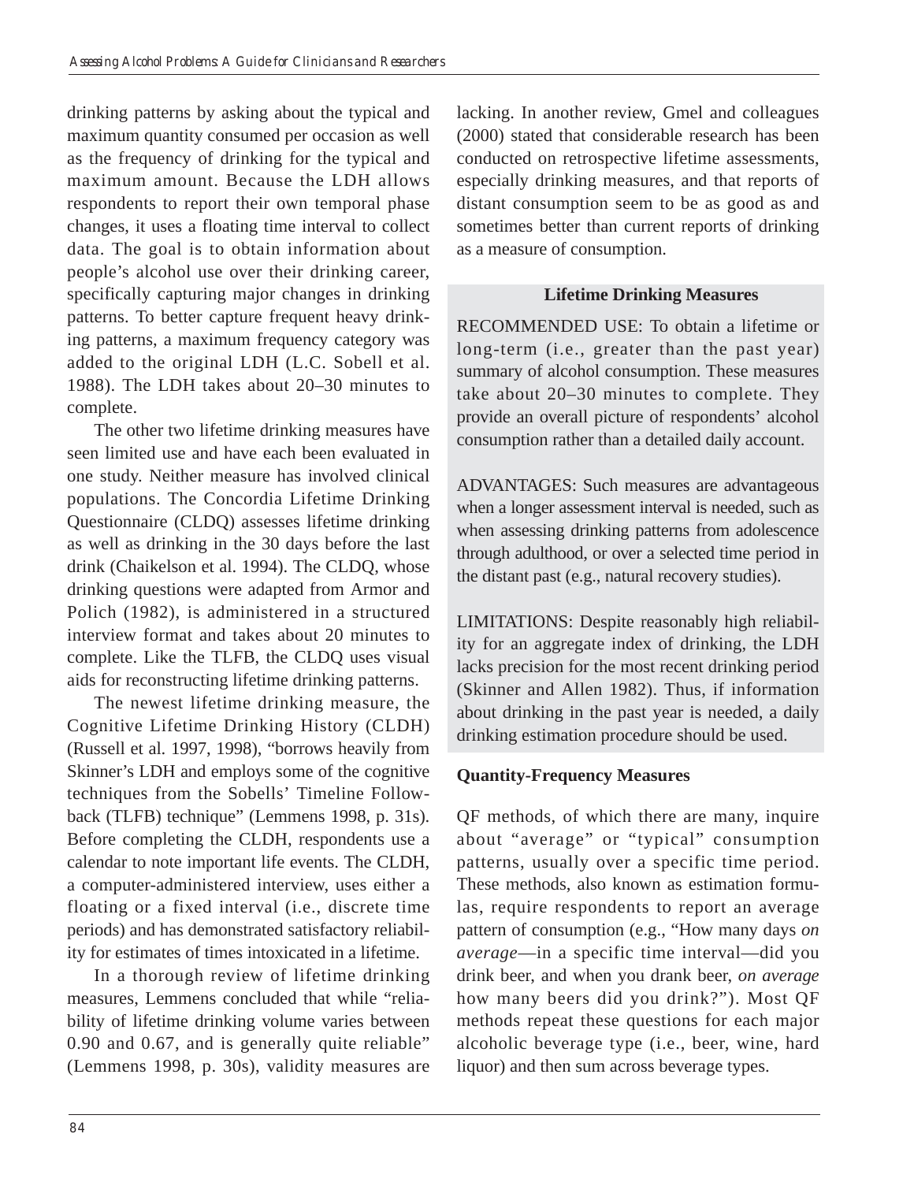drinking patterns by asking about the typical and maximum quantity consumed per occasion as well as the frequency of drinking for the typical and maximum amount. Because the LDH allows respondents to report their own temporal phase changes, it uses a floating time interval to collect data. The goal is to obtain information about people's alcohol use over their drinking career, specifically capturing major changes in drinking patterns. To better capture frequent heavy drinking patterns, a maximum frequency category was added to the original LDH (L.C. Sobell et al. 1988). The LDH takes about 20–30 minutes to complete.

The other two lifetime drinking measures have seen limited use and have each been evaluated in one study. Neither measure has involved clinical populations. The Concordia Lifetime Drinking Questionnaire (CLDQ) assesses lifetime drinking as well as drinking in the 30 days before the last drink (Chaikelson et al. 1994). The CLDQ, whose drinking questions were adapted from Armor and Polich (1982), is administered in a structured interview format and takes about 20 minutes to complete. Like the TLFB, the CLDQ uses visual aids for reconstructing lifetime drinking patterns.

The newest lifetime drinking measure, the Cognitive Lifetime Drinking History (CLDH) (Russell et al. 1997, 1998), "borrows heavily from Skinner's LDH and employs some of the cognitive techniques from the Sobells' Timeline Followback (TLFB) technique" (Lemmens 1998, p. 31s). Before completing the CLDH, respondents use a calendar to note important life events. The CLDH, a computer-administered interview, uses either a floating or a fixed interval (i.e., discrete time periods) and has demonstrated satisfactory reliability for estimates of times intoxicated in a lifetime.

In a thorough review of lifetime drinking measures, Lemmens concluded that while "reliability of lifetime drinking volume varies between 0.90 and 0.67, and is generally quite reliable" (Lemmens 1998, p. 30s), validity measures are lacking. In another review, Gmel and colleagues (2000) stated that considerable research has been conducted on retrospective lifetime assessments, especially drinking measures, and that reports of distant consumption seem to be as good as and sometimes better than current reports of drinking as a measure of consumption.

**Lifetime Drinking Measures**

RECOMMENDED USE: To obtain a lifetime or long-term (i.e., greater than the past year) summary of alcohol consumption. These measures take about 20–30 minutes to complete. They provide an overall picture of respondents' alcohol consumption rather than a detailed daily account.

ADVANTAGES: Such measures are advantageous when a longer assessment interval is needed, such as when assessing drinking patterns from adolescence through adulthood, or over a selected time period in the distant past (e.g., natural recovery studies).

LIMITATIONS: Despite reasonably high reliability for an aggregate index of drinking, the LDH lacks precision for the most recent drinking period (Skinner and Allen 1982). Thus, if information about drinking in the past year is needed, a daily drinking estimation procedure should be used.

### Quantity-Frequency Measures

QF methods, of which there are many, inquire about "average" or "typical" consumption patterns, usually over a specific time period. These methods, also known as estimation formulas, require respondents to report an average pattern of consumption (e.g., "How many days *on average*—in a specific time interval—did you drink beer, and when you drank beer, *on average* how many beers did you drink?"). Most QF methods repeat these questions for each major alcoholic beverage type (i.e., beer, wine, hard liquor) and then sum across beverage types.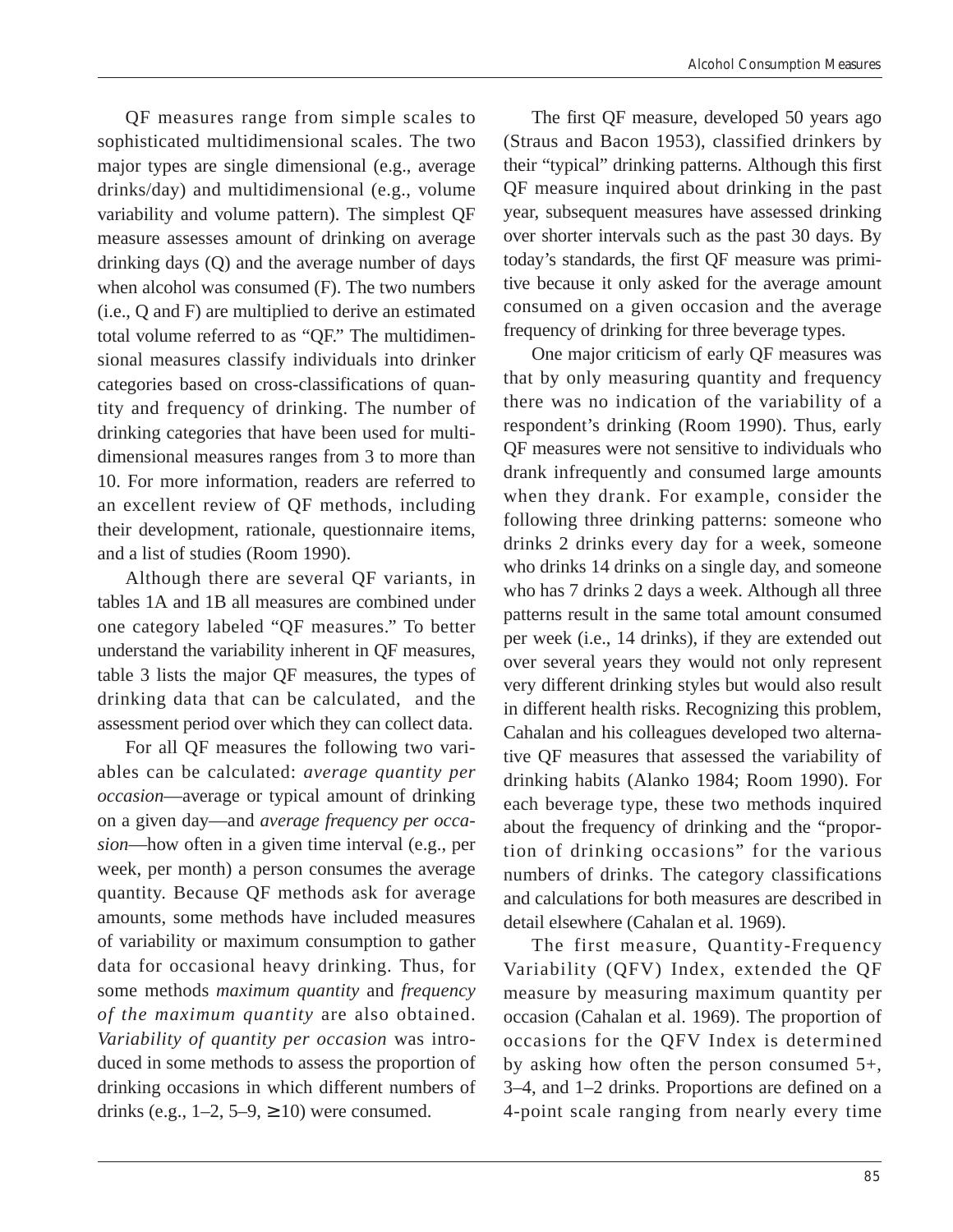QF measures range from simple scales to sophisticated multidimensional scales. The two major types are single dimensional (e.g., average drinks/day) and multidimensional (e.g., volume variability and volume pattern). The simplest QF measure assesses amount of drinking on average drinking days (Q) and the average number of days when alcohol was consumed (F). The two numbers (i.e., Q and F) are multiplied to derive an estimated total volume referred to as "QF." The multidimensional measures classify individuals into drinker categories based on cross-classifications of quantity and frequency of drinking. The number of drinking categories that have been used for multidimensional measures ranges from 3 to more than 10. For more information, readers are referred to an excellent review of QF methods, including their development, rationale, questionnaire items, and a list of studies (Room 1990).

Although there are several QF variants, in tables 1A and 1B all measures are combined under one category labeled "QF measures." To better understand the variability inherent in QF measures, table 3 lists the major QF measures, the types of drinking data that can be calculated, and the assessment period over which they can collect data.

For all QF measures the following two variables can be calculated: *average quantity per occasion*—average or typical amount of drinking on a given day—and *average frequency per occasion*—how often in a given time interval (e.g., per week, per month) a person consumes the average quantity. Because QF methods ask for average amounts, some methods have included measures of variability or maximum consumption to gather data for occasional heavy drinking. Thus, for some methods *maximum quantity* and *frequency of the maximum quantity* are also obtained. *Variability of quantity per occasion* was introduced in some methods to assess the proportion of drinking occasions in which different numbers of drinks (e.g., 1–2, 5–9, ≥10) were consumed.

The first QF measure, developed 50 years ago (Straus and Bacon 1953), classified drinkers by their "typical" drinking patterns. Although this first QF measure inquired about drinking in the past year, subsequent measures have assessed drinking over shorter intervals such as the past 30 days. By today's standards, the first QF measure was primitive because it only asked for the average amount consumed on a given occasion and the average frequency of drinking for three beverage types.

One major criticism of early QF measures was that by only measuring quantity and frequency there was no indication of the variability of a respondent's drinking (Room 1990). Thus, early QF measures were not sensitive to individuals who drank infrequently and consumed large amounts when they drank. For example, consider the following three drinking patterns: someone who drinks 2 drinks every day for a week, someone who drinks 14 drinks on a single day, and someone who has 7 drinks 2 days a week. Although all three patterns result in the same total amount consumed per week (i.e., 14 drinks), if they are extended out over several years they would not only represent very different drinking styles but would also result in different health risks. Recognizing this problem, Cahalan and his colleagues developed two alternative QF measures that assessed the variability of drinking habits (Alanko 1984; Room 1990). For each beverage type, these two methods inquired about the frequency of drinking and the "proportion of drinking occasions" for the various numbers of drinks. The category classifications and calculations for both measures are described in detail elsewhere (Cahalan et al. 1969).

The first measure, Quantity-Frequency Variability (QFV) Index, extended the QF measure by measuring maximum quantity per occasion (Cahalan et al. 1969). The proportion of occasions for the QFV Index is determined by asking how often the person consumed 5+, 3–4, and 1–2 drinks. Proportions are defined on a 4-point scale ranging from nearly every time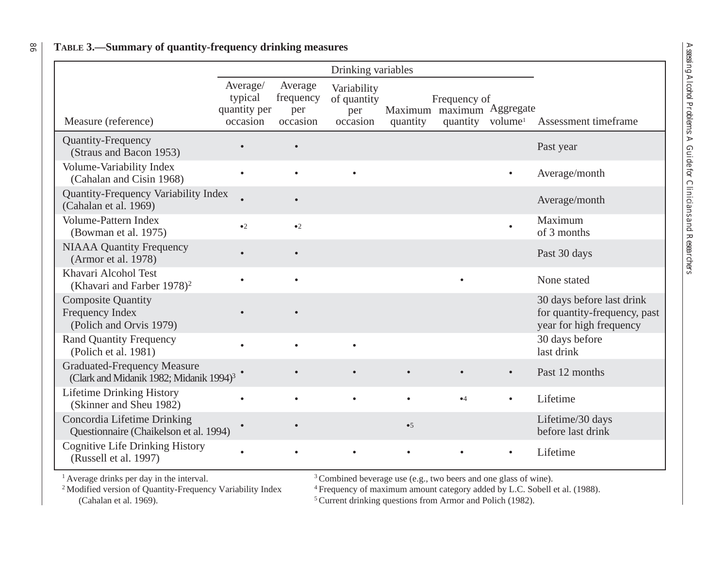**TABLE 3.—Summary of quantity-frequency drinking measures**

| Measure (reference) | Drinking variables | | | | | | Assessment timeframe |
|---|---|---|---|---|---|---|---|
| | Average/ typical quantity per occasion | Average frequency per occasion | Variability of quantity per occasion | Maximum quantity | Frequency of maximum quantity | Aggregate volume[1] | |
| Quantity-Frequency (Straus and Bacon 1953) | • | • | | | | | Past year |
| Volume-Variability Index (Cahalan and Cisin 1968) | • | • | • | | | • | Average/month |
| Quantity-Frequency Variability Index (Cahalan et al. 1969) | • | • | | | | | Average/month |
| Volume-Pattern Index (Bowman et al. 1975) | •[2] | •[2] | | | | • | Maximum of 3 months |
| NIAAA Quantity Frequency (Armor et al. 1978) | • | • | | | | | Past 30 days |
| Khavari Alcohol Test (Khavari and Farber 1978)[2] | • | • | | | • | | None stated |
| Composite Quantity Frequency Index (Polich and Orvis 1979) | • | • | | | | | 30 days before last drink for quantity-frequency, past year for high frequency |
| Rand Quantity Frequency (Polich et al. 1981) | • | • | • | | | | 30 days before last drink |
| Graduated-Frequency Measure (Clark and Midanik 1982; Midanik 1994)[3] | • | • | • | • | • | • | Past 12 months |
| Lifetime Drinking History (Skinner and Sheu 1982) | • | • | • | • | •[4] | • | Lifetime |
| Concordia Lifetime Drinking Questionnaire (Chaikelson et al. 1994) | • | • | | •[5] | | | Lifetime/30 days before last drink |
| Cognitive Life Drinking History (Russell et al. 1997) | • | • | • | • | • | • | Lifetime |

[1] Average drinks per day in the interval.
[2] Modified version of Quantity-Frequency Variability Index (Cahalan et al. 1969).
[3] Combined beverage use (e.g., two beers and one glass of wine).
[4] Frequency of maximum amount category added by L.C. Sobell et al. (1988).
[5] Current drinking questions from Armor and Polich (1982).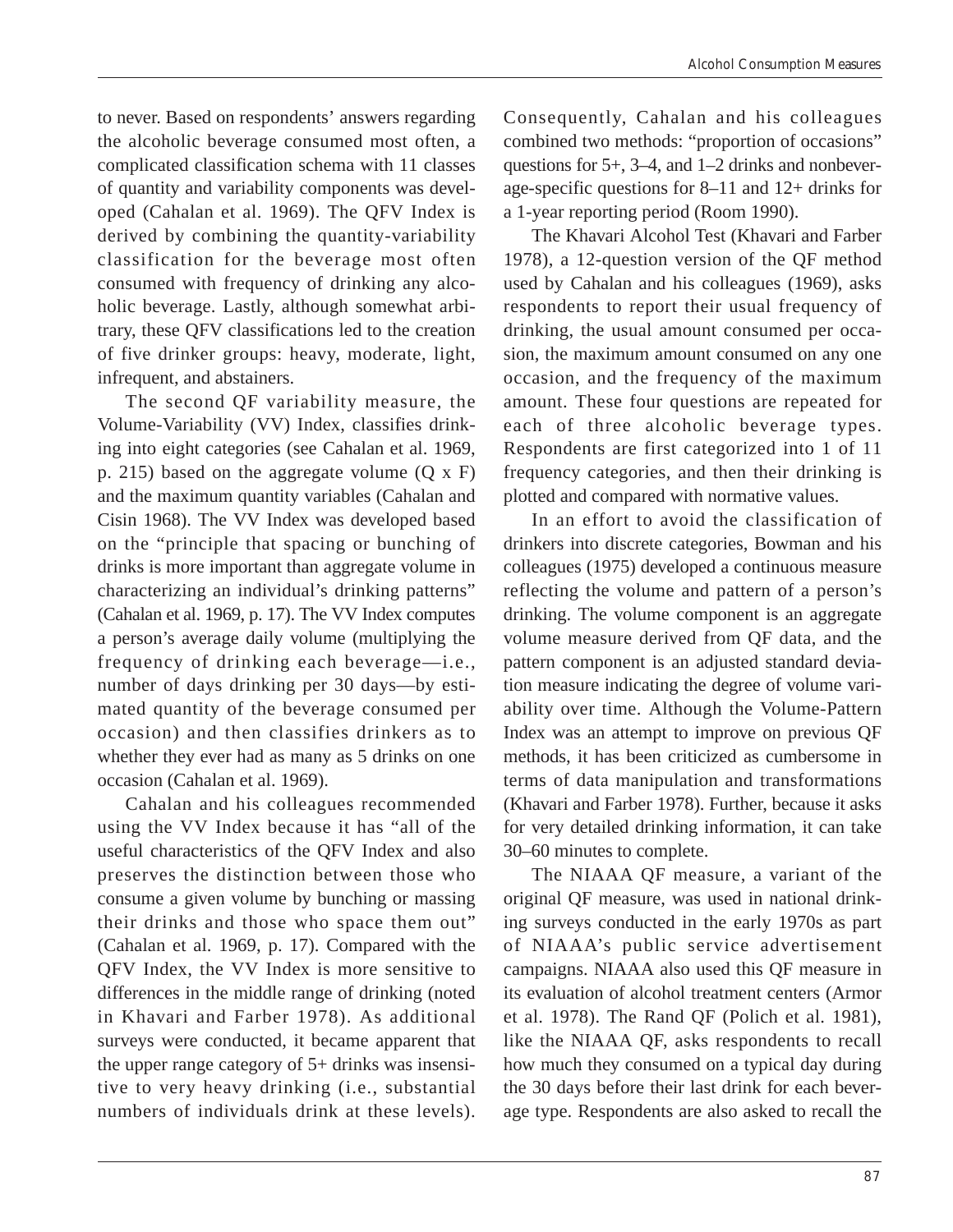to never. Based on respondents' answers regarding the alcoholic beverage consumed most often, a complicated classification schema with 11 classes of quantity and variability components was developed (Cahalan et al. 1969). The QFV Index is derived by combining the quantity-variability classification for the beverage most often consumed with frequency of drinking any alcoholic beverage. Lastly, although somewhat arbitrary, these QFV classifications led to the creation of five drinker groups: heavy, moderate, light, infrequent, and abstainers.

The second QF variability measure, the Volume-Variability (VV) Index, classifies drinking into eight categories (see Cahalan et al. 1969, p. 215) based on the aggregate volume (Q x F) and the maximum quantity variables (Cahalan and Cisin 1968). The VV Index was developed based on the "principle that spacing or bunching of drinks is more important than aggregate volume in characterizing an individual's drinking patterns" (Cahalan et al. 1969, p. 17). The VV Index computes a person's average daily volume (multiplying the frequency of drinking each beverage—i.e., number of days drinking per 30 days—by estimated quantity of the beverage consumed per occasion) and then classifies drinkers as to whether they ever had as many as 5 drinks on one occasion (Cahalan et al. 1969).

Cahalan and his colleagues recommended using the VV Index because it has "all of the useful characteristics of the QFV Index and also preserves the distinction between those who consume a given volume by bunching or massing their drinks and those who space them out" (Cahalan et al. 1969, p. 17). Compared with the QFV Index, the VV Index is more sensitive to differences in the middle range of drinking (noted in Khavari and Farber 1978). As additional surveys were conducted, it became apparent that the upper range category of 5+ drinks was insensitive to very heavy drinking (i.e., substantial numbers of individuals drink at these levels). Consequently, Cahalan and his colleagues combined two methods: "proportion of occasions" questions for 5+, 3–4, and 1–2 drinks and nonbeverage-specific questions for 8–11 and 12+ drinks for a 1-year reporting period (Room 1990).

The Khavari Alcohol Test (Khavari and Farber 1978), a 12-question version of the QF method used by Cahalan and his colleagues (1969), asks respondents to report their usual frequency of drinking, the usual amount consumed per occasion, the maximum amount consumed on any one occasion, and the frequency of the maximum amount. These four questions are repeated for each of three alcoholic beverage types. Respondents are first categorized into 1 of 11 frequency categories, and then their drinking is plotted and compared with normative values.

In an effort to avoid the classification of drinkers into discrete categories, Bowman and his colleagues (1975) developed a continuous measure reflecting the volume and pattern of a person's drinking. The volume component is an aggregate volume measure derived from QF data, and the pattern component is an adjusted standard deviation measure indicating the degree of volume variability over time. Although the Volume-Pattern Index was an attempt to improve on previous QF methods, it has been criticized as cumbersome in terms of data manipulation and transformations (Khavari and Farber 1978). Further, because it asks for very detailed drinking information, it can take 30–60 minutes to complete.

The NIAAA QF measure, a variant of the original QF measure, was used in national drinking surveys conducted in the early 1970s as part of NIAAA's public service advertisement campaigns. NIAAA also used this QF measure in its evaluation of alcohol treatment centers (Armor et al. 1978). The Rand QF (Polich et al. 1981), like the NIAAA QF, asks respondents to recall how much they consumed on a typical day during the 30 days before their last drink for each beverage type. Respondents are also asked to recall the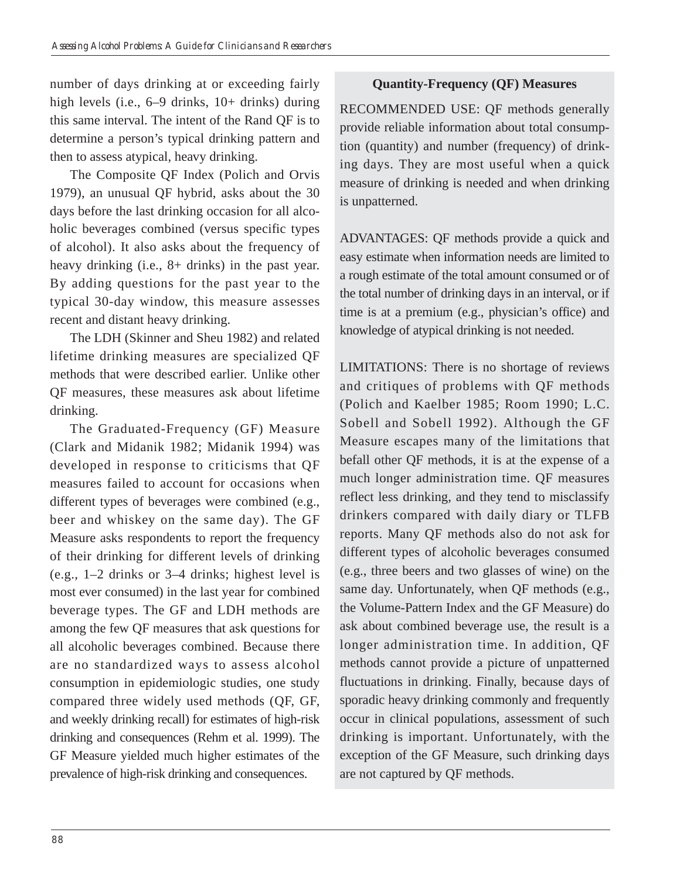number of days drinking at or exceeding fairly high levels (i.e., 6–9 drinks, 10+ drinks) during this same interval. The intent of the Rand QF is to determine a person's typical drinking pattern and then to assess atypical, heavy drinking.

The Composite QF Index (Polich and Orvis 1979), an unusual QF hybrid, asks about the 30 days before the last drinking occasion for all alcoholic beverages combined (versus specific types of alcohol). It also asks about the frequency of heavy drinking (i.e., 8+ drinks) in the past year. By adding questions for the past year to the typical 30-day window, this measure assesses recent and distant heavy drinking.

The LDH (Skinner and Sheu 1982) and related lifetime drinking measures are specialized QF methods that were described earlier. Unlike other QF measures, these measures ask about lifetime drinking.

The Graduated-Frequency (GF) Measure (Clark and Midanik 1982; Midanik 1994) was developed in response to criticisms that QF measures failed to account for occasions when different types of beverages were combined (e.g., beer and whiskey on the same day). The GF Measure asks respondents to report the frequency of their drinking for different levels of drinking (e.g., 1–2 drinks or 3–4 drinks; highest level is most ever consumed) in the last year for combined beverage types. The GF and LDH methods are among the few QF measures that ask questions for all alcoholic beverages combined. Because there are no standardized ways to assess alcohol consumption in epidemiologic studies, one study compared three widely used methods (QF, GF, and weekly drinking recall) for estimates of high-risk drinking and consequences (Rehm et al. 1999). The GF Measure yielded much higher estimates of the prevalence of high-risk drinking and consequences.

**Quantity-Frequency (QF) Measures**

RECOMMENDED USE: QF methods generally provide reliable information about total consumption (quantity) and number (frequency) of drinking days. They are most useful when a quick measure of drinking is needed and when drinking is unpatterned.

ADVANTAGES: QF methods provide a quick and easy estimate when information needs are limited to a rough estimate of the total amount consumed or of the total number of drinking days in an interval, or if time is at a premium (e.g., physician's office) and knowledge of atypical drinking is not needed.

LIMITATIONS: There is no shortage of reviews and critiques of problems with QF methods (Polich and Kaelber 1985; Room 1990; L.C. Sobell and Sobell 1992). Although the GF Measure escapes many of the limitations that befall other QF methods, it is at the expense of a much longer administration time. QF measures reflect less drinking, and they tend to misclassify drinkers compared with daily diary or TLFB reports. Many QF methods also do not ask for different types of alcoholic beverages consumed (e.g., three beers and two glasses of wine) on the same day. Unfortunately, when QF methods (e.g., the Volume-Pattern Index and the GF Measure) do ask about combined beverage use, the result is a longer administration time. In addition, QF methods cannot provide a picture of unpatterned fluctuations in drinking. Finally, because days of sporadic heavy drinking commonly and frequently occur in clinical populations, assessment of such drinking is important. Unfortunately, with the exception of the GF Measure, such drinking days are not captured by QF methods.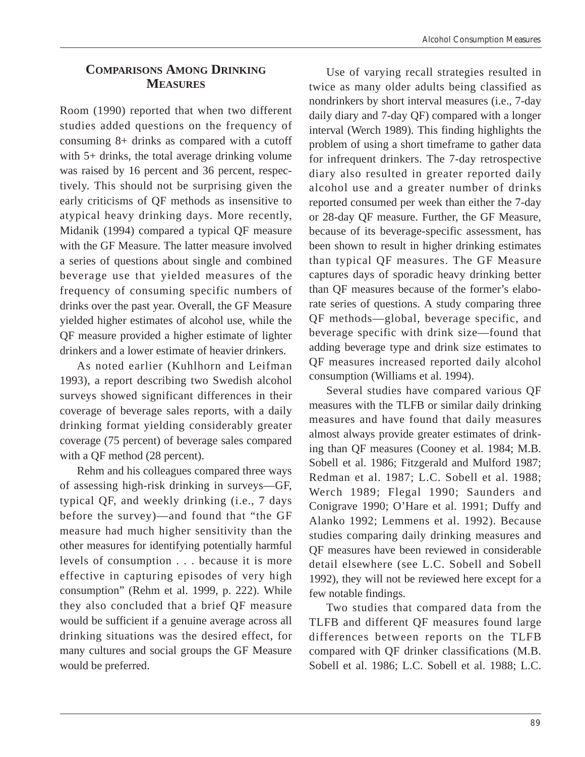## Comparisons Among Drinking Measures

Room (1990) reported that when two different studies added questions on the frequency of consuming 8+ drinks as compared with a cutoff with 5+ drinks, the total average drinking volume was raised by 16 percent and 36 percent, respectively. This should not be surprising given the early criticisms of QF methods as insensitive to atypical heavy drinking days. More recently, Midanik (1994) compared a typical QF measure with the GF Measure. The latter measure involved a series of questions about single and combined beverage use that yielded measures of the frequency of consuming specific numbers of drinks over the past year. Overall, the GF Measure yielded higher estimates of alcohol use, while the QF measure provided a higher estimate of lighter drinkers and a lower estimate of heavier drinkers.

As noted earlier (Kuhlhorn and Leifman 1993), a report describing two Swedish alcohol surveys showed significant differences in their coverage of beverage sales reports, with a daily drinking format yielding considerably greater coverage (75 percent) of beverage sales compared with a QF method (28 percent).

Rehm and his colleagues compared three ways of assessing high-risk drinking in surveys—GF, typical QF, and weekly drinking (i.e., 7 days before the survey)—and found that "the GF measure had much higher sensitivity than the other measures for identifying potentially harmful levels of consumption . . . because it is more effective in capturing episodes of very high consumption" (Rehm et al. 1999, p. 222). While they also concluded that a brief QF measure would be sufficient if a genuine average across all drinking situations was the desired effect, for many cultures and social groups the GF Measure would be preferred.

Use of varying recall strategies resulted in twice as many older adults being classified as nondrinkers by short interval measures (i.e., 7-day daily diary and 7-day QF) compared with a longer interval (Werch 1989). This finding highlights the problem of using a short timeframe to gather data for infrequent drinkers. The 7-day retrospective diary also resulted in greater reported daily alcohol use and a greater number of drinks reported consumed per week than either the 7-day or 28-day QF measure. Further, the GF Measure, because of its beverage-specific assessment, has been shown to result in higher drinking estimates than typical QF measures. The GF Measure captures days of sporadic heavy drinking better than QF measures because of the former's elaborate series of questions. A study comparing three QF methods—global, beverage specific, and beverage specific with drink size—found that adding beverage type and drink size estimates to QF measures increased reported daily alcohol consumption (Williams et al. 1994).

Several studies have compared various QF measures with the TLFB or similar daily drinking measures and have found that daily measures almost always provide greater estimates of drinking than QF measures (Cooney et al. 1984; M.B. Sobell et al. 1986; Fitzgerald and Mulford 1987; Redman et al. 1987; L.C. Sobell et al. 1988; Werch 1989; Flegal 1990; Saunders and Conigrave 1990; O'Hare et al. 1991; Duffy and Alanko 1992; Lemmens et al. 1992). Because studies comparing daily drinking measures and QF measures have been reviewed in considerable detail elsewhere (see L.C. Sobell and Sobell 1992), they will not be reviewed here except for a few notable findings.

Two studies that compared data from the TLFB and different QF measures found large differences between reports on the TLFB compared with QF drinker classifications (M.B. Sobell et al. 1986; L.C. Sobell et al. 1988; L.C.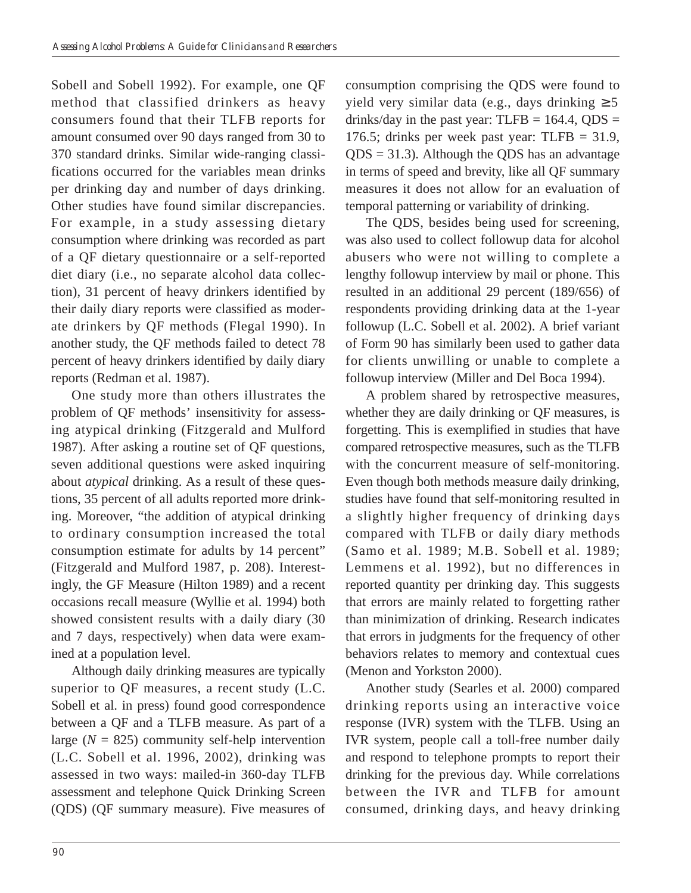Sobell and Sobell 1992). For example, one QF method that classified drinkers as heavy consumers found that their TLFB reports for amount consumed over 90 days ranged from 30 to 370 standard drinks. Similar wide-ranging classifications occurred for the variables mean drinks per drinking day and number of days drinking. Other studies have found similar discrepancies. For example, in a study assessing dietary consumption where drinking was recorded as part of a QF dietary questionnaire or a self-reported diet diary (i.e., no separate alcohol data collection), 31 percent of heavy drinkers identified by their daily diary reports were classified as moderate drinkers by QF methods (Flegal 1990). In another study, the QF methods failed to detect 78 percent of heavy drinkers identified by daily diary reports (Redman et al. 1987).

One study more than others illustrates the problem of QF methods' insensitivity for assessing atypical drinking (Fitzgerald and Mulford 1987). After asking a routine set of QF questions, seven additional questions were asked inquiring about *atypical* drinking. As a result of these questions, 35 percent of all adults reported more drinking. Moreover, "the addition of atypical drinking to ordinary consumption increased the total consumption estimate for adults by 14 percent" (Fitzgerald and Mulford 1987, p. 208). Interestingly, the GF Measure (Hilton 1989) and a recent occasions recall measure (Wyllie et al. 1994) both showed consistent results with a daily diary (30 and 7 days, respectively) when data were examined at a population level.

Although daily drinking measures are typically superior to QF measures, a recent study (L.C. Sobell et al. in press) found good correspondence between a QF and a TLFB measure. As part of a large ($N$ = 825) community self-help intervention (L.C. Sobell et al. 1996, 2002), drinking was assessed in two ways: mailed-in 360-day TLFB assessment and telephone Quick Drinking Screen (QDS) (QF summary measure). Five measures of consumption comprising the QDS were found to yield very similar data (e.g., days drinking ≥5 drinks/day in the past year: TLFB = 164.4, QDS = 176.5; drinks per week past year: TLFB = 31.9, QDS = 31.3). Although the QDS has an advantage in terms of speed and brevity, like all QF summary measures it does not allow for an evaluation of temporal patterning or variability of drinking.

The QDS, besides being used for screening, was also used to collect followup data for alcohol abusers who were not willing to complete a lengthy followup interview by mail or phone. This resulted in an additional 29 percent (189/656) of respondents providing drinking data at the 1-year followup (L.C. Sobell et al. 2002). A brief variant of Form 90 has similarly been used to gather data for clients unwilling or unable to complete a followup interview (Miller and Del Boca 1994).

A problem shared by retrospective measures, whether they are daily drinking or QF measures, is forgetting. This is exemplified in studies that have compared retrospective measures, such as the TLFB with the concurrent measure of self-monitoring. Even though both methods measure daily drinking, studies have found that self-monitoring resulted in a slightly higher frequency of drinking days compared with TLFB or daily diary methods (Samo et al. 1989; M.B. Sobell et al. 1989; Lemmens et al. 1992), but no differences in reported quantity per drinking day. This suggests that errors are mainly related to forgetting rather than minimization of drinking. Research indicates that errors in judgments for the frequency of other behaviors relates to memory and contextual cues (Menon and Yorkston 2000).

Another study (Searles et al. 2000) compared drinking reports using an interactive voice response (IVR) system with the TLFB. Using an IVR system, people call a toll-free number daily and respond to telephone prompts to report their drinking for the previous day. While correlations between the IVR and TLFB for amount consumed, drinking days, and heavy drinking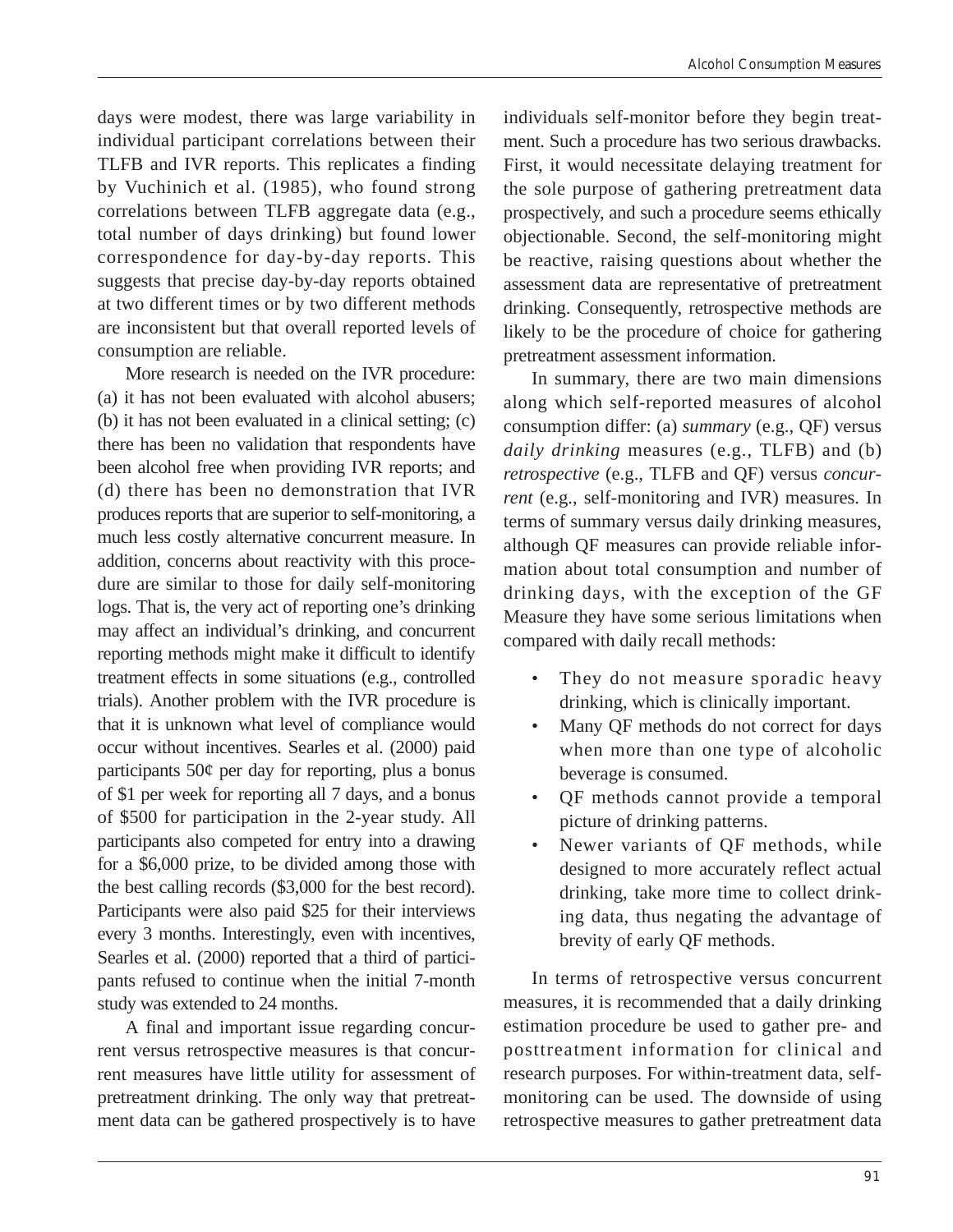days were modest, there was large variability in individual participant correlations between their TLFB and IVR reports. This replicates a finding by Vuchinich et al. (1985), who found strong correlations between TLFB aggregate data (e.g., total number of days drinking) but found lower correspondence for day-by-day reports. This suggests that precise day-by-day reports obtained at two different times or by two different methods are inconsistent but that overall reported levels of consumption are reliable.

More research is needed on the IVR procedure: (a) it has not been evaluated with alcohol abusers; (b) it has not been evaluated in a clinical setting; (c) there has been no validation that respondents have been alcohol free when providing IVR reports; and (d) there has been no demonstration that IVR produces reports that are superior to self-monitoring, a much less costly alternative concurrent measure. In addition, concerns about reactivity with this procedure are similar to those for daily self-monitoring logs. That is, the very act of reporting one's drinking may affect an individual's drinking, and concurrent reporting methods might make it difficult to identify treatment effects in some situations (e.g., controlled trials). Another problem with the IVR procedure is that it is unknown what level of compliance would occur without incentives. Searles et al. (2000) paid participants 50¢ per day for reporting, plus a bonus of $1 per week for reporting all 7 days, and a bonus of $500 for participation in the 2-year study. All participants also competed for entry into a drawing for a $6,000 prize, to be divided among those with the best calling records ($3,000 for the best record). Participants were also paid $25 for their interviews every 3 months. Interestingly, even with incentives, Searles et al. (2000) reported that a third of participants refused to continue when the initial 7-month study was extended to 24 months.

A final and important issue regarding concurrent versus retrospective measures is that concurrent measures have little utility for assessment of pretreatment drinking. The only way that pretreatment data can be gathered prospectively is to have individuals self-monitor before they begin treatment. Such a procedure has two serious drawbacks. First, it would necessitate delaying treatment for the sole purpose of gathering pretreatment data prospectively, and such a procedure seems ethically objectionable. Second, the self-monitoring might be reactive, raising questions about whether the assessment data are representative of pretreatment drinking. Consequently, retrospective methods are likely to be the procedure of choice for gathering pretreatment assessment information.

In summary, there are two main dimensions along which self-reported measures of alcohol consumption differ: (a) *summary* (e.g., QF) versus *daily drinking* measures (e.g., TLFB) and (b) *retrospective* (e.g., TLFB and QF) versus *concurrent* (e.g., self-monitoring and IVR) measures. In terms of summary versus daily drinking measures, although QF measures can provide reliable information about total consumption and number of drinking days, with the exception of the GF Measure they have some serious limitations when compared with daily recall methods:

- They do not measure sporadic heavy drinking, which is clinically important.
- Many QF methods do not correct for days when more than one type of alcoholic beverage is consumed.
- QF methods cannot provide a temporal picture of drinking patterns.
- Newer variants of QF methods, while designed to more accurately reflect actual drinking, take more time to collect drinking data, thus negating the advantage of brevity of early QF methods.

In terms of retrospective versus concurrent measures, it is recommended that a daily drinking estimation procedure be used to gather pre- and posttreatment information for clinical and research purposes. For within-treatment data, self-monitoring can be used. The downside of using retrospective measures to gather pretreatment data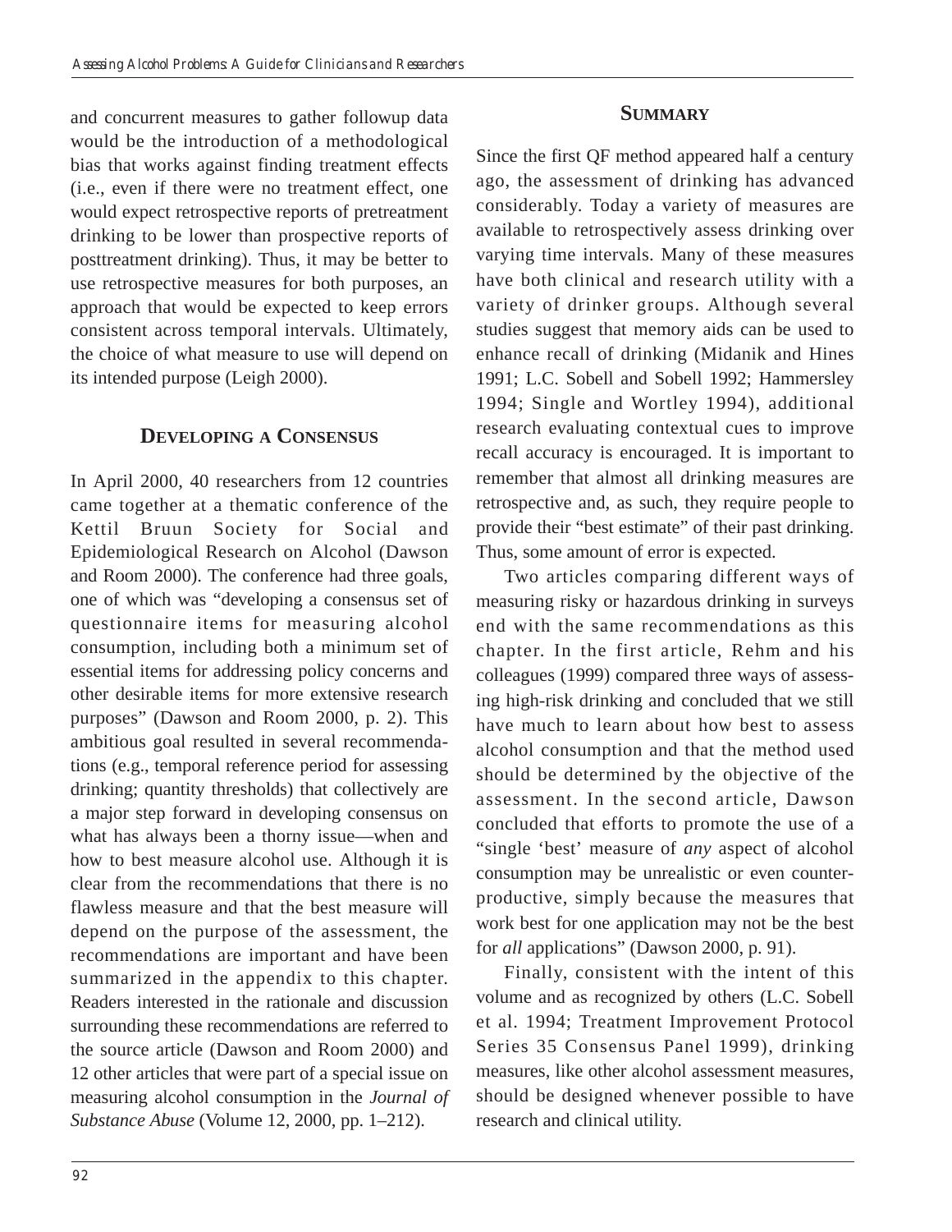and concurrent measures to gather followup data would be the introduction of a methodological bias that works against finding treatment effects (i.e., even if there were no treatment effect, one would expect retrospective reports of pretreatment drinking to be lower than prospective reports of posttreatment drinking). Thus, it may be better to use retrospective measures for both purposes, an approach that would be expected to keep errors consistent across temporal intervals. Ultimately, the choice of what measure to use will depend on its intended purpose (Leigh 2000).

## Developing a Consensus

In April 2000, 40 researchers from 12 countries came together at a thematic conference of the Kettil Bruun Society for Social and Epidemiological Research on Alcohol (Dawson and Room 2000). The conference had three goals, one of which was "developing a consensus set of questionnaire items for measuring alcohol consumption, including both a minimum set of essential items for addressing policy concerns and other desirable items for more extensive research purposes" (Dawson and Room 2000, p. 2). This ambitious goal resulted in several recommendations (e.g., temporal reference period for assessing drinking; quantity thresholds) that collectively are a major step forward in developing consensus on what has always been a thorny issue—when and how to best measure alcohol use. Although it is clear from the recommendations that there is no flawless measure and that the best measure will depend on the purpose of the assessment, the recommendations are important and have been summarized in the appendix to this chapter. Readers interested in the rationale and discussion surrounding these recommendations are referred to the source article (Dawson and Room 2000) and 12 other articles that were part of a special issue on measuring alcohol consumption in the *Journal of Substance Abuse* (Volume 12, 2000, pp. 1–212).

## Summary

Since the first QF method appeared half a century ago, the assessment of drinking has advanced considerably. Today a variety of measures are available to retrospectively assess drinking over varying time intervals. Many of these measures have both clinical and research utility with a variety of drinker groups. Although several studies suggest that memory aids can be used to enhance recall of drinking (Midanik and Hines 1991; L.C. Sobell and Sobell 1992; Hammersley 1994; Single and Wortley 1994), additional research evaluating contextual cues to improve recall accuracy is encouraged. It is important to remember that almost all drinking measures are retrospective and, as such, they require people to provide their "best estimate" of their past drinking. Thus, some amount of error is expected.

Two articles comparing different ways of measuring risky or hazardous drinking in surveys end with the same recommendations as this chapter. In the first article, Rehm and his colleagues (1999) compared three ways of assessing high-risk drinking and concluded that we still have much to learn about how best to assess alcohol consumption and that the method used should be determined by the objective of the assessment. In the second article, Dawson concluded that efforts to promote the use of a "single 'best' measure of *any* aspect of alcohol consumption may be unrealistic or even counterproductive, simply because the measures that work best for one application may not be the best for *all* applications" (Dawson 2000, p. 91).

Finally, consistent with the intent of this volume and as recognized by others (L.C. Sobell et al. 1994; Treatment Improvement Protocol Series 35 Consensus Panel 1999), drinking measures, like other alcohol assessment measures, should be designed whenever possible to have research and clinical utility.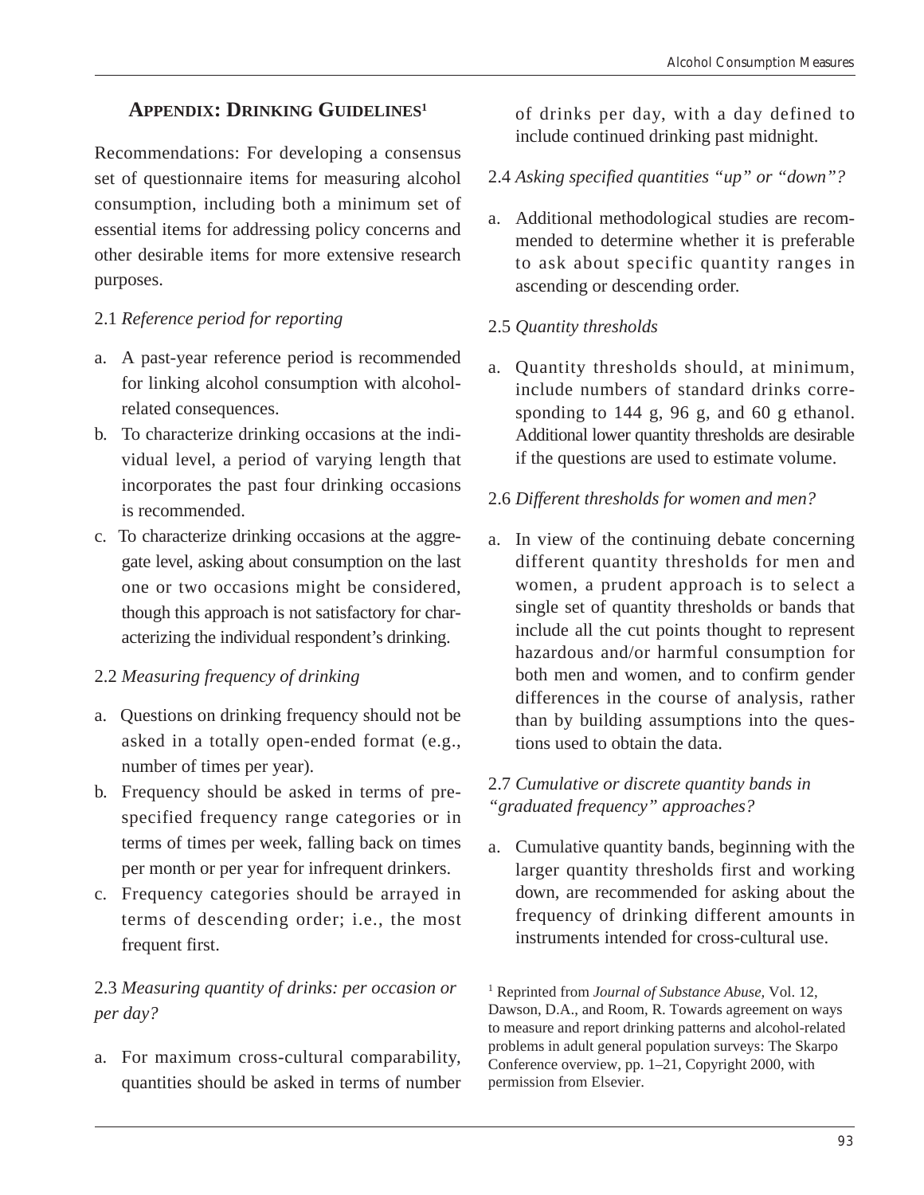## Appendix: Drinking Guidelines[1]

Recommendations: For developing a consensus set of questionnaire items for measuring alcohol consumption, including both a minimum set of essential items for addressing policy concerns and other desirable items for more extensive research purposes.

2.1 *Reference period for reporting*

a. A past-year reference period is recommended for linking alcohol consumption with alcohol-related consequences.
b. To characterize drinking occasions at the individual level, a period of varying length that incorporates the past four drinking occasions is recommended.
c. To characterize drinking occasions at the aggregate level, asking about consumption on the last one or two occasions might be considered, though this approach is not satisfactory for characterizing the individual respondent's drinking.

2.2 *Measuring frequency of drinking*

a. Questions on drinking frequency should not be asked in a totally open-ended format (e.g., number of times per year).
b. Frequency should be asked in terms of pre-specified frequency range categories or in terms of times per week, falling back on times per month or per year for infrequent drinkers.
c. Frequency categories should be arrayed in terms of descending order; i.e., the most frequent first.

2.3 *Measuring quantity of drinks: per occasion or per day?*

a. For maximum cross-cultural comparability, quantities should be asked in terms of number of drinks per day, with a day defined to include continued drinking past midnight.

2.4 *Asking specified quantities "up" or "down"?*

a. Additional methodological studies are recommended to determine whether it is preferable to ask about specific quantity ranges in ascending or descending order.

2.5 *Quantity thresholds*

a. Quantity thresholds should, at minimum, include numbers of standard drinks corresponding to 144 g, 96 g, and 60 g ethanol. Additional lower quantity thresholds are desirable if the questions are used to estimate volume.

2.6 *Different thresholds for women and men?*

a. In view of the continuing debate concerning different quantity thresholds for men and women, a prudent approach is to select a single set of quantity thresholds or bands that include all the cut points thought to represent hazardous and/or harmful consumption for both men and women, and to confirm gender differences in the course of analysis, rather than by building assumptions into the questions used to obtain the data.

2.7 *Cumulative or discrete quantity bands in "graduated frequency" approaches?*

a. Cumulative quantity bands, beginning with the larger quantity thresholds first and working down, are recommended for asking about the frequency of drinking different amounts in instruments intended for cross-cultural use.

[1] Reprinted from *Journal of Substance Abuse,* Vol. 12, Dawson, D.A., and Room, R. Towards agreement on ways to measure and report drinking patterns and alcohol-related problems in adult general population surveys: The Skarpo Conference overview, pp. 1–21, Copyright 2000, with permission from Elsevier.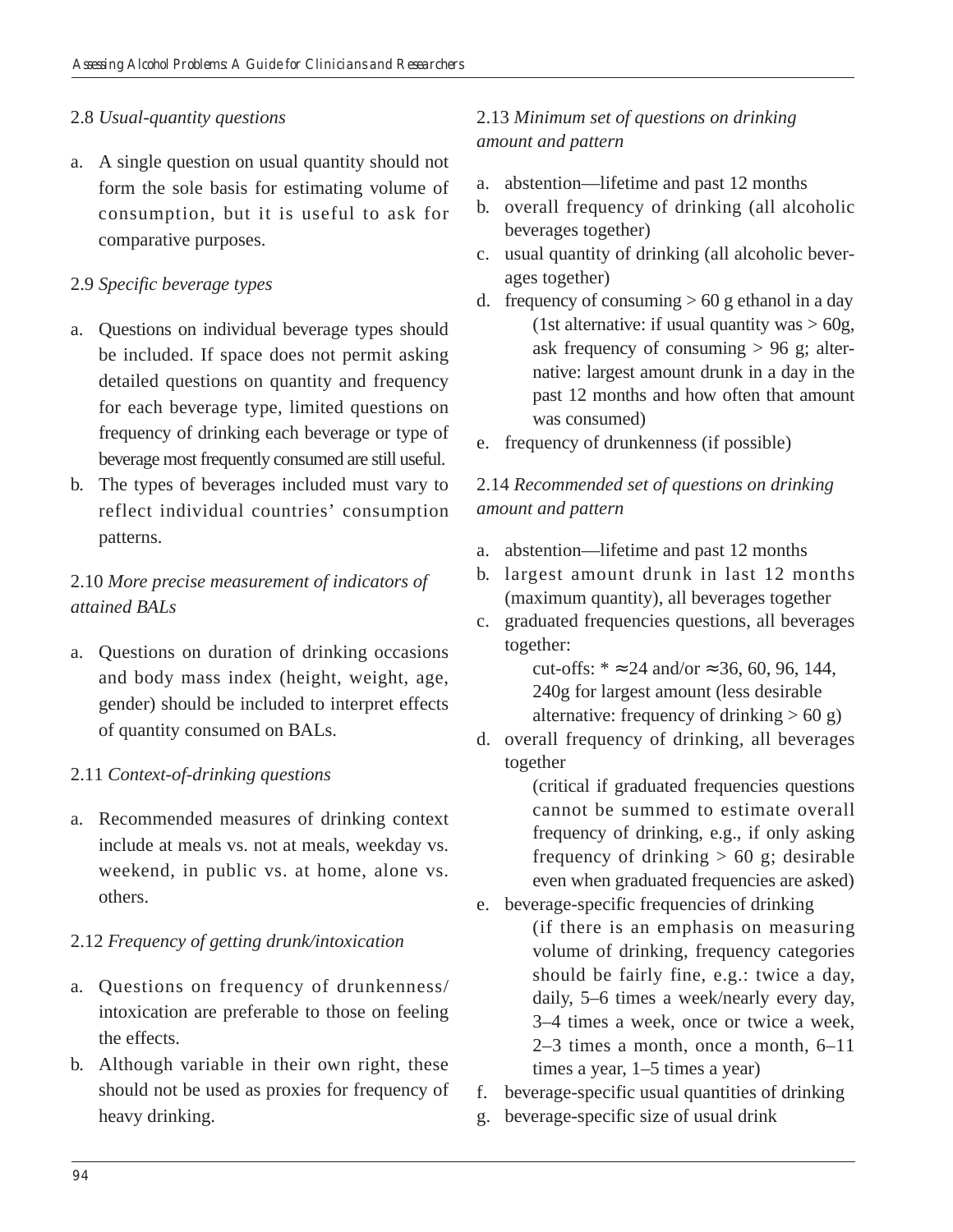2.8 *Usual-quantity questions*

a. A single question on usual quantity should not form the sole basis for estimating volume of consumption, but it is useful to ask for comparative purposes.

2.9 *Specific beverage types*

a. Questions on individual beverage types should be included. If space does not permit asking detailed questions on quantity and frequency for each beverage type, limited questions on frequency of drinking each beverage or type of beverage most frequently consumed are still useful.
b. The types of beverages included must vary to reflect individual countries' consumption patterns.

2.10 *More precise measurement of indicators of attained BALs*

a. Questions on duration of drinking occasions and body mass index (height, weight, age, gender) should be included to interpret effects of quantity consumed on BALs.

2.11 *Context-of-drinking questions*

a. Recommended measures of drinking context include at meals vs. not at meals, weekday vs. weekend, in public vs. at home, alone vs. others.

2.12 *Frequency of getting drunk/intoxication*

a. Questions on frequency of drunkenness/intoxication are preferable to those on feeling the effects.
b. Although variable in their own right, these should not be used as proxies for frequency of heavy drinking.

2.13 *Minimum set of questions on drinking amount and pattern*

a. abstention—lifetime and past 12 months
b. overall frequency of drinking (all alcoholic beverages together)
c. usual quantity of drinking (all alcoholic beverages together)
d. frequency of consuming > 60 g ethanol in a day
   (1st alternative: if usual quantity was > 60g, ask frequency of consuming > 96 g; alternative: largest amount drunk in a day in the past 12 months and how often that amount was consumed)
e. frequency of drunkenness (if possible)

2.14 *Recommended set of questions on drinking amount and pattern*

a. abstention—lifetime and past 12 months
b. largest amount drunk in last 12 months (maximum quantity), all beverages together
c. graduated frequencies questions, all beverages together:
   cut-offs: * ≈24 and/or ≈36, 60, 96, 144, 240g for largest amount (less desirable alternative: frequency of drinking > 60 g)
d. overall frequency of drinking, all beverages together
   (critical if graduated frequencies questions cannot be summed to estimate overall frequency of drinking, e.g., if only asking frequency of drinking > 60 g; desirable even when graduated frequencies are asked)
e. beverage-specific frequencies of drinking
   (if there is an emphasis on measuring volume of drinking, frequency categories should be fairly fine, e.g.: twice a day, daily, 5–6 times a week/nearly every day, 3–4 times a week, once or twice a week, 2–3 times a month, once a month, 6–11 times a year, 1–5 times a year)
f. beverage-specific usual quantities of drinking
g. beverage-specific size of usual drink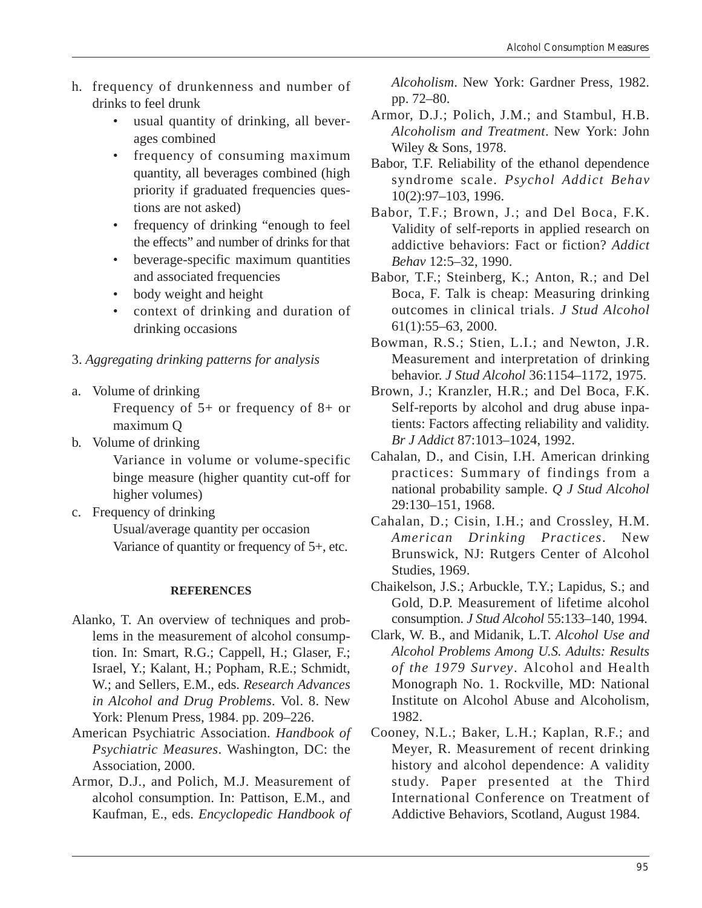h. frequency of drunkenness and number of drinks to feel drunk
   - usual quantity of drinking, all beverages combined
   - frequency of consuming maximum quantity, all beverages combined (high priority if graduated frequencies questions are not asked)
   - frequency of drinking "enough to feel the effects" and number of drinks for that
   - beverage-specific maximum quantities and associated frequencies
   - body weight and height
   - context of drinking and duration of drinking occasions

3. *Aggregating drinking patterns for analysis*

a. Volume of drinking

   Frequency of 5+ or frequency of 8+ or maximum Q

b. Volume of drinking

   Variance in volume or volume-specific binge measure (higher quantity cut-off for higher volumes)

c. Frequency of drinking

   Usual/average quantity per occasion

   Variance of quantity or frequency of 5+, etc.

**REFERENCES**

Alanko, T. An overview of techniques and problems in the measurement of alcohol consumption. In: Smart, R.G.; Cappell, H.; Glaser, F.; Israel, Y.; Kalant, H.; Popham, R.E.; Schmidt, W.; and Sellers, E.M., eds. *Research Advances in Alcohol and Drug Problems*. Vol. 8. New York: Plenum Press, 1984. pp. 209–226.

American Psychiatric Association. *Handbook of Psychiatric Measures*. Washington, DC: the Association, 2000.

Armor, D.J., and Polich, M.J. Measurement of alcohol consumption. In: Pattison, E.M., and Kaufman, E., eds. *Encyclopedic Handbook of Alcoholism*. New York: Gardner Press, 1982. pp. 72–80.

Armor, D.J.; Polich, J.M.; and Stambul, H.B. *Alcoholism and Treatment*. New York: John Wiley & Sons, 1978.

Babor, T.F. Reliability of the ethanol dependence syndrome scale. *Psychol Addict Behav* 10(2):97–103, 1996.

Babor, T.F.; Brown, J.; and Del Boca, F.K. Validity of self-reports in applied research on addictive behaviors: Fact or fiction? *Addict Behav* 12:5–32, 1990.

Babor, T.F.; Steinberg, K.; Anton, R.; and Del Boca, F. Talk is cheap: Measuring drinking outcomes in clinical trials. *J Stud Alcohol* 61(1):55–63, 2000.

Bowman, R.S.; Stien, L.I.; and Newton, J.R. Measurement and interpretation of drinking behavior. *J Stud Alcohol* 36:1154–1172, 1975.

Brown, J.; Kranzler, H.R.; and Del Boca, F.K. Self-reports by alcohol and drug abuse inpatients: Factors affecting reliability and validity. *Br J Addict* 87:1013–1024, 1992.

Cahalan, D., and Cisin, I.H. American drinking practices: Summary of findings from a national probability sample. *Q J Stud Alcohol* 29:130–151, 1968.

Cahalan, D.; Cisin, I.H.; and Crossley, H.M. *American Drinking Practices*. New Brunswick, NJ: Rutgers Center of Alcohol Studies, 1969.

Chaikelson, J.S.; Arbuckle, T.Y.; Lapidus, S.; and Gold, D.P. Measurement of lifetime alcohol consumption. *J Stud Alcohol* 55:133–140, 1994.

Clark, W. B., and Midanik, L.T. *Alcohol Use and Alcohol Problems Among U.S. Adults: Results of the 1979 Survey*. Alcohol and Health Monograph No. 1. Rockville, MD: National Institute on Alcohol Abuse and Alcoholism, 1982.

Cooney, N.L.; Baker, L.H.; Kaplan, R.F.; and Meyer, R. Measurement of recent drinking history and alcohol dependence: A validity study. Paper presented at the Third International Conference on Treatment of Addictive Behaviors, Scotland, August 1984.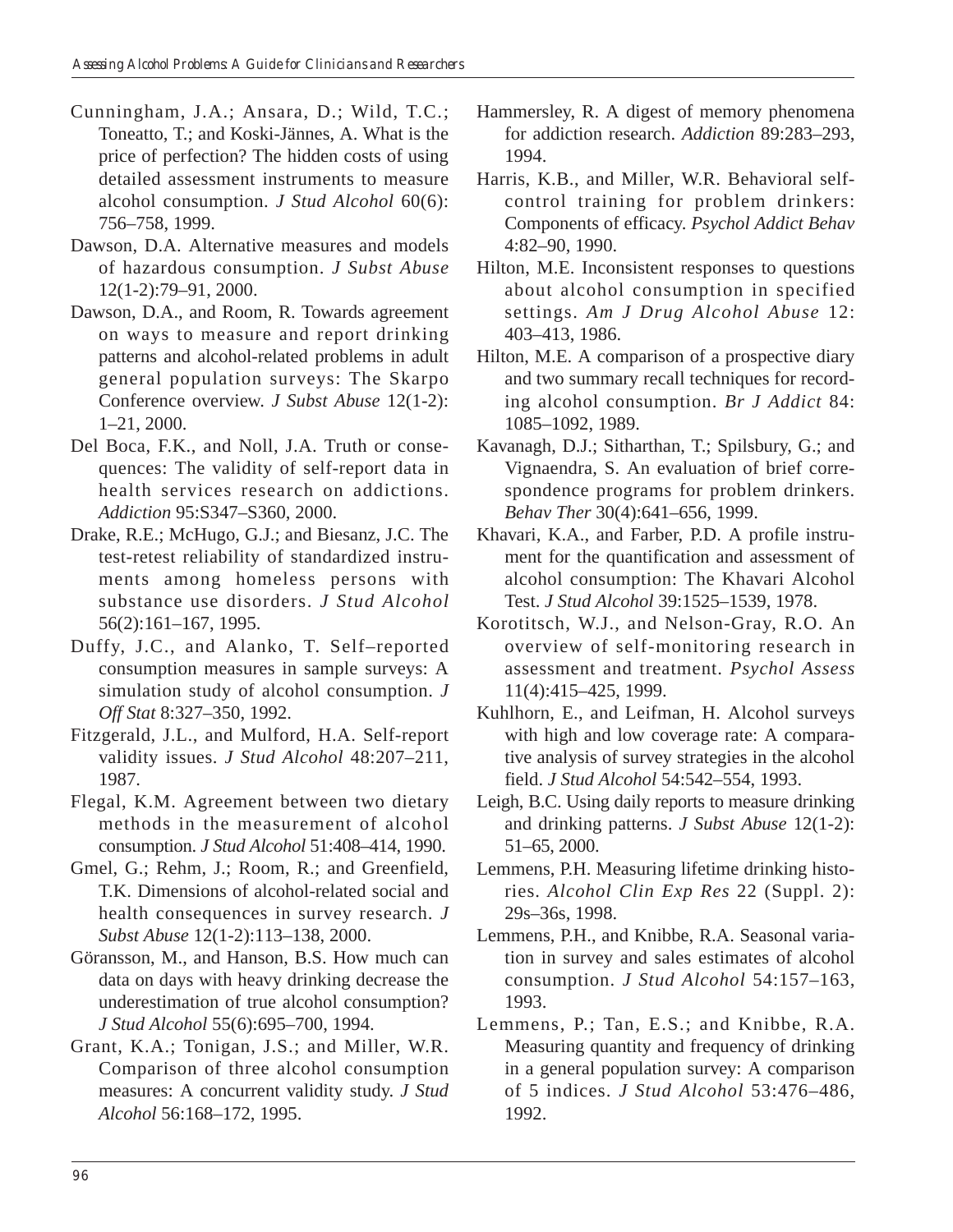Cunningham, J.A.; Ansara, D.; Wild, T.C.; Toneatto, T.; and Koski-Jännes, A. What is the price of perfection? The hidden costs of using detailed assessment instruments to measure alcohol consumption. *J Stud Alcohol* 60(6): 756–758, 1999.

Dawson, D.A. Alternative measures and models of hazardous consumption. *J Subst Abuse* 12(1-2):79–91, 2000.

Dawson, D.A., and Room, R. Towards agreement on ways to measure and report drinking patterns and alcohol-related problems in adult general population surveys: The Skarpo Conference overview. *J Subst Abuse* 12(1-2): 1–21, 2000.

Del Boca, F.K., and Noll, J.A. Truth or consequences: The validity of self-report data in health services research on addictions. *Addiction* 95:S347–S360, 2000.

Drake, R.E.; McHugo, G.J.; and Biesanz, J.C. The test-retest reliability of standardized instruments among homeless persons with substance use disorders. *J Stud Alcohol* 56(2):161–167, 1995.

Duffy, J.C., and Alanko, T. Self–reported consumption measures in sample surveys: A simulation study of alcohol consumption. *J Off Stat* 8:327–350, 1992.

Fitzgerald, J.L., and Mulford, H.A. Self-report validity issues. *J Stud Alcohol* 48:207–211, 1987.

Flegal, K.M. Agreement between two dietary methods in the measurement of alcohol consumption. *J Stud Alcohol* 51:408–414, 1990.

Gmel, G.; Rehm, J.; Room, R.; and Greenfield, T.K. Dimensions of alcohol-related social and health consequences in survey research. *J Subst Abuse* 12(1-2):113–138, 2000.

Göransson, M., and Hanson, B.S. How much can data on days with heavy drinking decrease the underestimation of true alcohol consumption? *J Stud Alcohol* 55(6):695–700, 1994.

Grant, K.A.; Tonigan, J.S.; and Miller, W.R. Comparison of three alcohol consumption measures: A concurrent validity study. *J Stud Alcohol* 56:168–172, 1995.

Hammersley, R. A digest of memory phenomena for addiction research. *Addiction* 89:283–293, 1994.

Harris, K.B., and Miller, W.R. Behavioral self-control training for problem drinkers: Components of efficacy. *Psychol Addict Behav* 4:82–90, 1990.

Hilton, M.E. Inconsistent responses to questions about alcohol consumption in specified settings. *Am J Drug Alcohol Abuse* 12: 403–413, 1986.

Hilton, M.E. A comparison of a prospective diary and two summary recall techniques for recording alcohol consumption. *Br J Addict* 84: 1085–1092, 1989.

Kavanagh, D.J.; Sitharthan, T.; Spilsbury, G.; and Vignaendra, S. An evaluation of brief correspondence programs for problem drinkers. *Behav Ther* 30(4):641–656, 1999.

Khavari, K.A., and Farber, P.D. A profile instrument for the quantification and assessment of alcohol consumption: The Khavari Alcohol Test. *J Stud Alcohol* 39:1525–1539, 1978.

Korotitsch, W.J., and Nelson-Gray, R.O. An overview of self-monitoring research in assessment and treatment. *Psychol Assess* 11(4):415–425, 1999.

Kuhlhorn, E., and Leifman, H. Alcohol surveys with high and low coverage rate: A comparative analysis of survey strategies in the alcohol field. *J Stud Alcohol* 54:542–554, 1993.

Leigh, B.C. Using daily reports to measure drinking and drinking patterns. *J Subst Abuse* 12(1-2): 51–65, 2000.

Lemmens, P.H. Measuring lifetime drinking histories. *Alcohol Clin Exp Res* 22 (Suppl. 2): 29s–36s, 1998.

Lemmens, P.H., and Knibbe, R.A. Seasonal variation in survey and sales estimates of alcohol consumption. *J Stud Alcohol* 54:157–163, 1993.

Lemmens, P.; Tan, E.S.; and Knibbe, R.A. Measuring quantity and frequency of drinking in a general population survey: A comparison of 5 indices. *J Stud Alcohol* 53:476–486, 1992.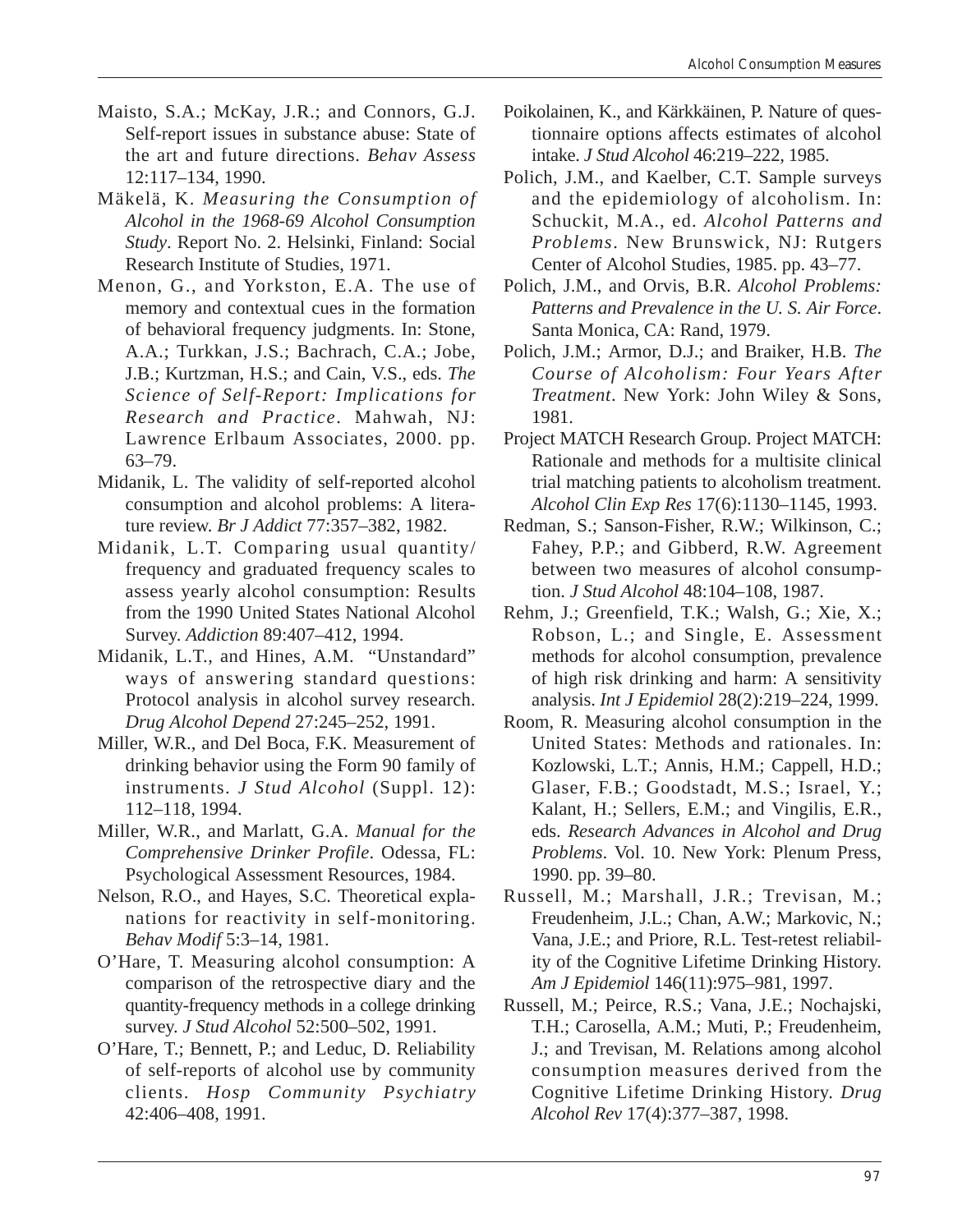Maisto, S.A.; McKay, J.R.; and Connors, G.J. Self-report issues in substance abuse: State of the art and future directions. *Behav Assess* 12:117–134, 1990.

Mäkelä, K. *Measuring the Consumption of Alcohol in the 1968-69 Alcohol Consumption Study*. Report No. 2. Helsinki, Finland: Social Research Institute of Studies, 1971.

Menon, G., and Yorkston, E.A. The use of memory and contextual cues in the formation of behavioral frequency judgments. In: Stone, A.A.; Turkkan, J.S.; Bachrach, C.A.; Jobe, J.B.; Kurtzman, H.S.; and Cain, V.S., eds. *The Science of Self-Report: Implications for Research and Practice*. Mahwah, NJ: Lawrence Erlbaum Associates, 2000. pp. 63–79.

Midanik, L. The validity of self-reported alcohol consumption and alcohol problems: A literature review. *Br J Addict* 77:357–382, 1982.

Midanik, L.T. Comparing usual quantity/frequency and graduated frequency scales to assess yearly alcohol consumption: Results from the 1990 United States National Alcohol Survey. *Addiction* 89:407–412, 1994.

Midanik, L.T., and Hines, A.M. "Unstandard" ways of answering standard questions: Protocol analysis in alcohol survey research. *Drug Alcohol Depend* 27:245–252, 1991.

Miller, W.R., and Del Boca, F.K. Measurement of drinking behavior using the Form 90 family of instruments. *J Stud Alcohol* (Suppl. 12): 112–118, 1994.

Miller, W.R., and Marlatt, G.A. *Manual for the Comprehensive Drinker Profile*. Odessa, FL: Psychological Assessment Resources, 1984.

Nelson, R.O., and Hayes, S.C. Theoretical explanations for reactivity in self-monitoring. *Behav Modif* 5:3–14, 1981.

O'Hare, T. Measuring alcohol consumption: A comparison of the retrospective diary and the quantity-frequency methods in a college drinking survey. *J Stud Alcohol* 52:500–502, 1991.

O'Hare, T.; Bennett, P.; and Leduc, D. Reliability of self-reports of alcohol use by community clients. *Hosp Community Psychiatry* 42:406–408, 1991.

Poikolainen, K., and Kärkkäinen, P. Nature of questionnaire options affects estimates of alcohol intake. *J Stud Alcohol* 46:219–222, 1985.

Polich, J.M., and Kaelber, C.T. Sample surveys and the epidemiology of alcoholism. In: Schuckit, M.A., ed. *Alcohol Patterns and Problems*. New Brunswick, NJ: Rutgers Center of Alcohol Studies, 1985. pp. 43–77.

Polich, J.M., and Orvis, B.R. *Alcohol Problems: Patterns and Prevalence in the U. S. Air Force*. Santa Monica, CA: Rand, 1979.

Polich, J.M.; Armor, D.J.; and Braiker, H.B. *The Course of Alcoholism: Four Years After Treatment*. New York: John Wiley & Sons, 1981.

Project MATCH Research Group. Project MATCH: Rationale and methods for a multisite clinical trial matching patients to alcoholism treatment. *Alcohol Clin Exp Res* 17(6):1130–1145, 1993.

Redman, S.; Sanson-Fisher, R.W.; Wilkinson, C.; Fahey, P.P.; and Gibberd, R.W. Agreement between two measures of alcohol consumption. *J Stud Alcohol* 48:104–108, 1987.

Rehm, J.; Greenfield, T.K.; Walsh, G.; Xie, X.; Robson, L.; and Single, E. Assessment methods for alcohol consumption, prevalence of high risk drinking and harm: A sensitivity analysis. *Int J Epidemiol* 28(2):219–224, 1999.

Room, R. Measuring alcohol consumption in the United States: Methods and rationales. In: Kozlowski, L.T.; Annis, H.M.; Cappell, H.D.; Glaser, F.B.; Goodstadt, M.S.; Israel, Y.; Kalant, H.; Sellers, E.M.; and Vingilis, E.R., eds. *Research Advances in Alcohol and Drug Problems*. Vol. 10. New York: Plenum Press, 1990. pp. 39–80.

Russell, M.; Marshall, J.R.; Trevisan, M.; Freudenheim, J.L.; Chan, A.W.; Markovic, N.; Vana, J.E.; and Priore, R.L. Test-retest reliability of the Cognitive Lifetime Drinking History. *Am J Epidemiol* 146(11):975–981, 1997.

Russell, M.; Peirce, R.S.; Vana, J.E.; Nochajski, T.H.; Carosella, A.M.; Muti, P.; Freudenheim, J.; and Trevisan, M. Relations among alcohol consumption measures derived from the Cognitive Lifetime Drinking History. *Drug Alcohol Rev* 17(4):377–387, 1998.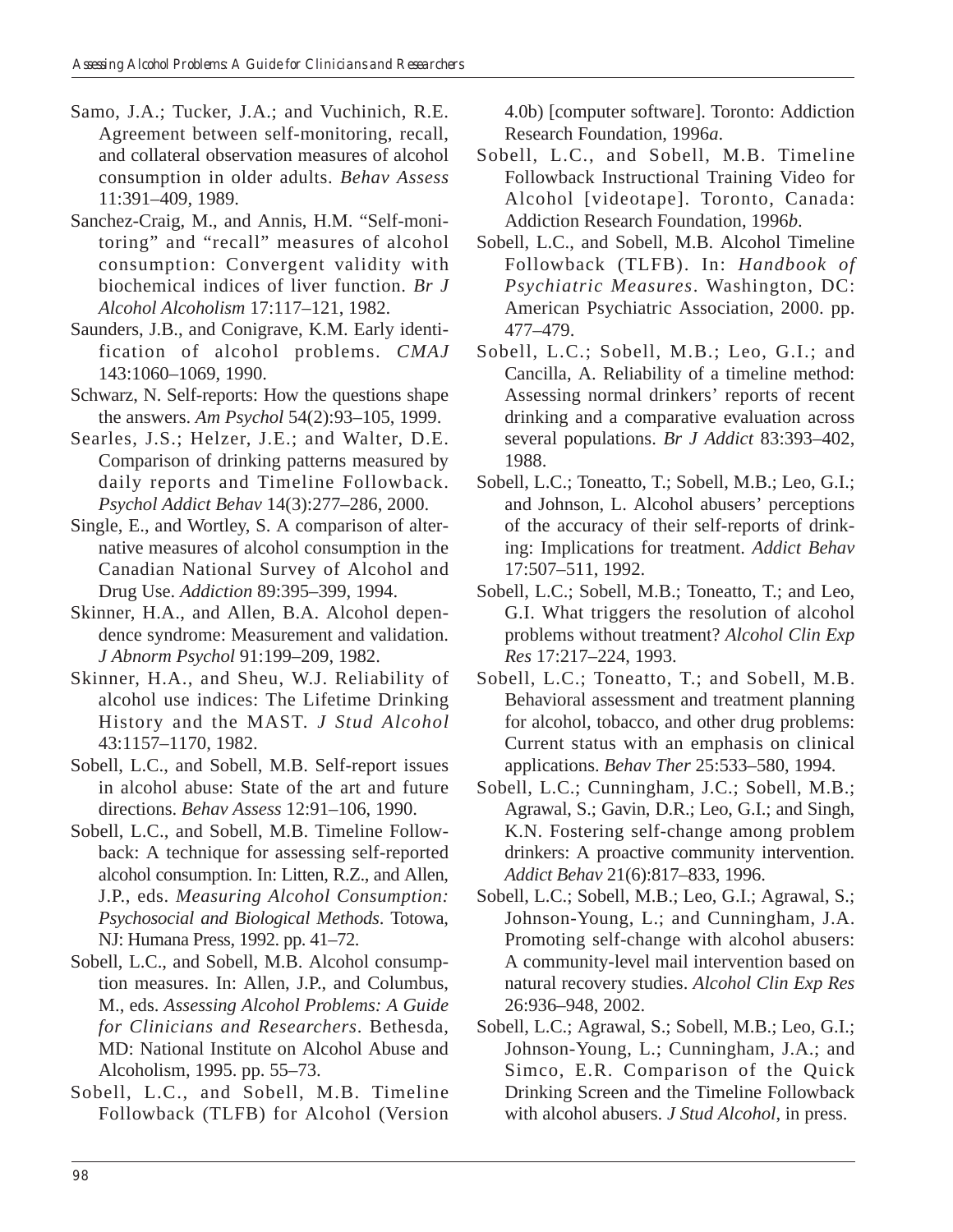Samo, J.A.; Tucker, J.A.; and Vuchinich, R.E. Agreement between self-monitoring, recall, and collateral observation measures of alcohol consumption in older adults. *Behav Assess* 11:391–409, 1989.

Sanchez-Craig, M., and Annis, H.M. "Self-monitoring" and "recall" measures of alcohol consumption: Convergent validity with biochemical indices of liver function. *Br J Alcohol Alcoholism* 17:117–121, 1982.

Saunders, J.B., and Conigrave, K.M. Early identification of alcohol problems. *CMAJ* 143:1060–1069, 1990.

Schwarz, N. Self-reports: How the questions shape the answers. *Am Psychol* 54(2):93–105, 1999.

Searles, J.S.; Helzer, J.E.; and Walter, D.E. Comparison of drinking patterns measured by daily reports and Timeline Followback. *Psychol Addict Behav* 14(3):277–286, 2000.

Single, E., and Wortley, S. A comparison of alternative measures of alcohol consumption in the Canadian National Survey of Alcohol and Drug Use. *Addiction* 89:395–399, 1994.

Skinner, H.A., and Allen, B.A. Alcohol dependence syndrome: Measurement and validation. *J Abnorm Psychol* 91:199–209, 1982.

Skinner, H.A., and Sheu, W.J. Reliability of alcohol use indices: The Lifetime Drinking History and the MAST. *J Stud Alcohol* 43:1157–1170, 1982.

Sobell, L.C., and Sobell, M.B. Self-report issues in alcohol abuse: State of the art and future directions. *Behav Assess* 12:91–106, 1990.

Sobell, L.C., and Sobell, M.B. Timeline Followback: A technique for assessing self-reported alcohol consumption. In: Litten, R.Z., and Allen, J.P., eds. *Measuring Alcohol Consumption: Psychosocial and Biological Methods*. Totowa, NJ: Humana Press, 1992. pp. 41–72.

Sobell, L.C., and Sobell, M.B. Alcohol consumption measures. In: Allen, J.P., and Columbus, M., eds. *Assessing Alcohol Problems: A Guide for Clinicians and Researchers*. Bethesda, MD: National Institute on Alcohol Abuse and Alcoholism, 1995. pp. 55–73.

Sobell, L.C., and Sobell, M.B. Timeline Followback (TLFB) for Alcohol (Version 4.0b) [computer software]. Toronto: Addiction Research Foundation, 1996*a*.

Sobell, L.C., and Sobell, M.B. Timeline Followback Instructional Training Video for Alcohol [videotape]. Toronto, Canada: Addiction Research Foundation, 1996*b*.

Sobell, L.C., and Sobell, M.B. Alcohol Timeline Followback (TLFB). In: *Handbook of Psychiatric Measures*. Washington, DC: American Psychiatric Association, 2000. pp. 477–479.

Sobell, L.C.; Sobell, M.B.; Leo, G.I.; and Cancilla, A. Reliability of a timeline method: Assessing normal drinkers' reports of recent drinking and a comparative evaluation across several populations. *Br J Addict* 83:393–402, 1988.

Sobell, L.C.; Toneatto, T.; Sobell, M.B.; Leo, G.I.; and Johnson, L. Alcohol abusers' perceptions of the accuracy of their self-reports of drinking: Implications for treatment. *Addict Behav* 17:507–511, 1992.

Sobell, L.C.; Sobell, M.B.; Toneatto, T.; and Leo, G.I. What triggers the resolution of alcohol problems without treatment? *Alcohol Clin Exp Res* 17:217–224, 1993.

Sobell, L.C.; Toneatto, T.; and Sobell, M.B. Behavioral assessment and treatment planning for alcohol, tobacco, and other drug problems: Current status with an emphasis on clinical applications. *Behav Ther* 25:533–580, 1994.

Sobell, L.C.; Cunningham, J.C.; Sobell, M.B.; Agrawal, S.; Gavin, D.R.; Leo, G.I.; and Singh, K.N. Fostering self-change among problem drinkers: A proactive community intervention. *Addict Behav* 21(6):817–833, 1996.

Sobell, L.C.; Sobell, M.B.; Leo, G.I.; Agrawal, S.; Johnson-Young, L.; and Cunningham, J.A. Promoting self-change with alcohol abusers: A community-level mail intervention based on natural recovery studies. *Alcohol Clin Exp Res* 26:936–948, 2002.

Sobell, L.C.; Agrawal, S.; Sobell, M.B.; Leo, G.I.; Johnson-Young, L.; Cunningham, J.A.; and Simco, E.R. Comparison of the Quick Drinking Screen and the Timeline Followback with alcohol abusers. *J Stud Alcohol*, in press.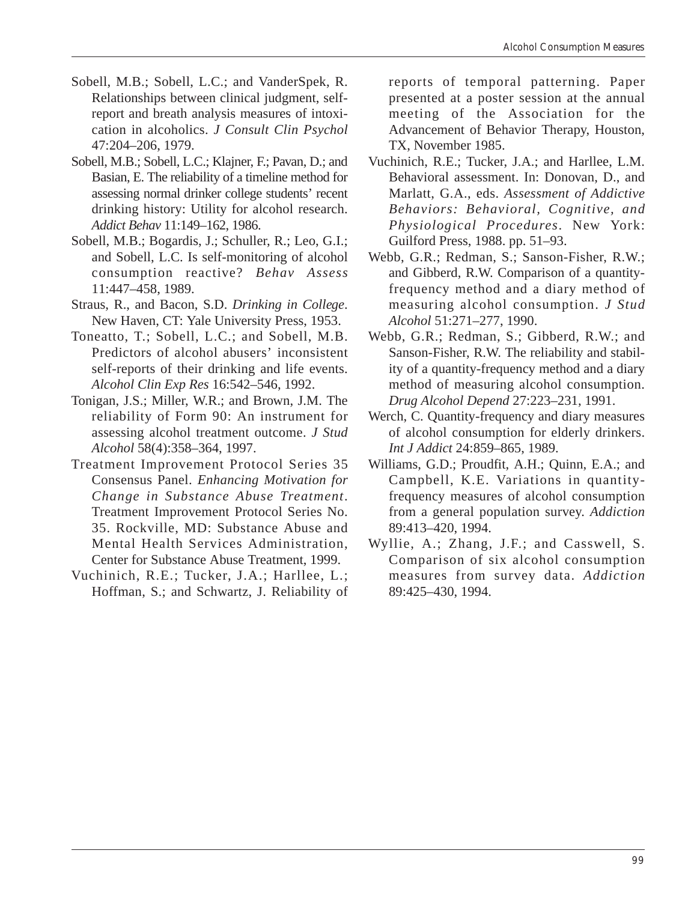Sobell, M.B.; Sobell, L.C.; and VanderSpek, R. Relationships between clinical judgment, self-report and breath analysis measures of intoxication in alcoholics. *J Consult Clin Psychol* 47:204–206, 1979.

Sobell, M.B.; Sobell, L.C.; Klajner, F.; Pavan, D.; and Basian, E. The reliability of a timeline method for assessing normal drinker college students' recent drinking history: Utility for alcohol research. *Addict Behav* 11:149–162, 1986.

Sobell, M.B.; Bogardis, J.; Schuller, R.; Leo, G.I.; and Sobell, L.C. Is self-monitoring of alcohol consumption reactive? *Behav Assess* 11:447–458, 1989.

Straus, R., and Bacon, S.D. *Drinking in College*. New Haven, CT: Yale University Press, 1953.

Toneatto, T.; Sobell, L.C.; and Sobell, M.B. Predictors of alcohol abusers' inconsistent self-reports of their drinking and life events. *Alcohol Clin Exp Res* 16:542–546, 1992.

Tonigan, J.S.; Miller, W.R.; and Brown, J.M. The reliability of Form 90: An instrument for assessing alcohol treatment outcome. *J Stud Alcohol* 58(4):358–364, 1997.

Treatment Improvement Protocol Series 35 Consensus Panel. *Enhancing Motivation for Change in Substance Abuse Treatment*. Treatment Improvement Protocol Series No. 35. Rockville, MD: Substance Abuse and Mental Health Services Administration, Center for Substance Abuse Treatment, 1999.

Vuchinich, R.E.; Tucker, J.A.; Harllee, L.; Hoffman, S.; and Schwartz, J. Reliability of reports of temporal patterning. Paper presented at a poster session at the annual meeting of the Association for the Advancement of Behavior Therapy, Houston, TX, November 1985.

Vuchinich, R.E.; Tucker, J.A.; and Harllee, L.M. Behavioral assessment. In: Donovan, D., and Marlatt, G.A., eds. *Assessment of Addictive Behaviors: Behavioral, Cognitive, and Physiological Procedures*. New York: Guilford Press, 1988. pp. 51–93.

Webb, G.R.; Redman, S.; Sanson-Fisher, R.W.; and Gibberd, R.W. Comparison of a quantity-frequency method and a diary method of measuring alcohol consumption. *J Stud Alcohol* 51:271–277, 1990.

Webb, G.R.; Redman, S.; Gibberd, R.W.; and Sanson-Fisher, R.W. The reliability and stability of a quantity-frequency method and a diary method of measuring alcohol consumption. *Drug Alcohol Depend* 27:223–231, 1991.

Werch, C. Quantity-frequency and diary measures of alcohol consumption for elderly drinkers. *Int J Addict* 24:859–865, 1989.

Williams, G.D.; Proudfit, A.H.; Quinn, E.A.; and Campbell, K.E. Variations in quantity-frequency measures of alcohol consumption from a general population survey. *Addiction* 89:413–420, 1994.

Wyllie, A.; Zhang, J.F.; and Casswell, S. Comparison of six alcohol consumption measures from survey data. *Addiction* 89:425–430, 1994.